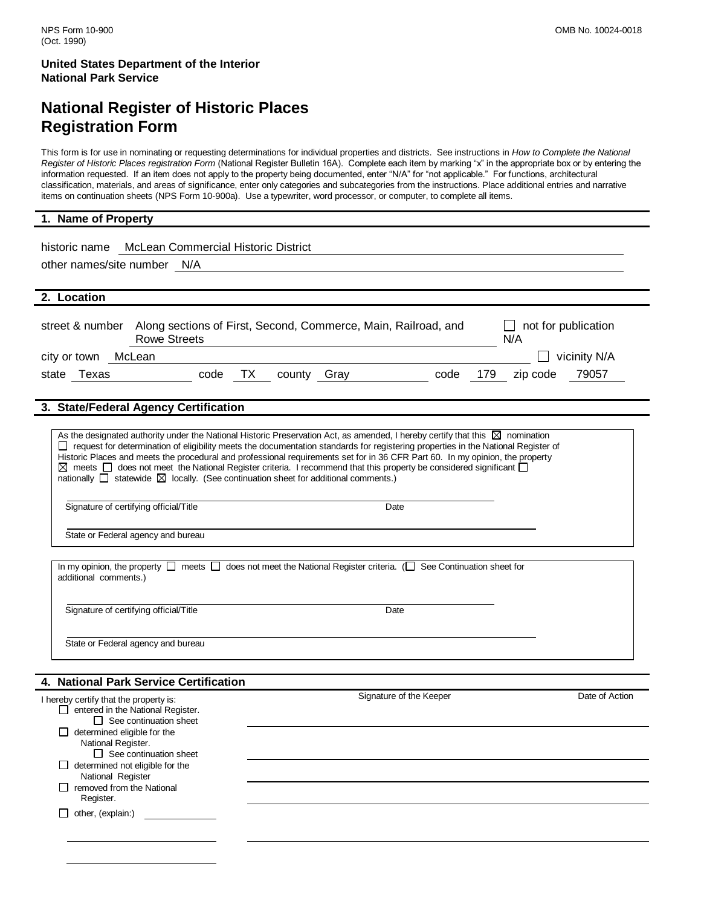NPS Form 10-900
(Oct. 1990)

OMB No. 10024-0018

**United States Department of the Interior**
**National Park Service**

# National Register of Historic Places Registration Form

This form is for use in nominating or requesting determinations for individual properties and districts. See instructions in *How to Complete the National Register of Historic Places registration Form* (National Register Bulletin 16A). Complete each item by marking "x" in the appropriate box or by entering the information requested. If an item does not apply to the property being documented, enter "N/A" for "not applicable." For functions, architectural classification, materials, and areas of significance, enter only categories and subcategories from the instructions. Place additional entries and narrative items on continuation sheets (NPS Form 10-900a). Use a typewriter, word processor, or computer, to complete all items.

## 1. Name of Property

historic name McLean Commercial Historic District

other names/site number N/A

## 2. Location

street & number Along sections of First, Second, Commerce, Main, Railroad, and Rowe Streets

☐ not for publication N/A

city or town McLean

☐ vicinity N/A

state Texas code TX county Gray code 179 zip code 79057

## 3. State/Federal Agency Certification

As the designated authority under the National Historic Preservation Act, as amended, I hereby certify that this ☒ nomination ☐ request for determination of eligibility meets the documentation standards for registering properties in the National Register of Historic Places and meets the procedural and professional requirements set for in 36 CFR Part 60. In my opinion, the property ☒ meets ☐ does not meet the National Register criteria. I recommend that this property be considered significant ☐ nationally ☐ statewide ☒ locally. (See continuation sheet for additional comments.)

Signature of certifying official/Title Date

State or Federal agency and bureau

In my opinion, the property ☐ meets ☐ does not meet the National Register criteria. (☐ See Continuation sheet for additional comments.)

Signature of certifying official/Title Date

State or Federal agency and bureau

## 4. National Park Service Certification

I hereby certify that the property is:

Signature of the Keeper Date of Action

- ☐ entered in the National Register.
  - ☐ See continuation sheet
- ☐ determined eligible for the National Register.
  - ☐ See continuation sheet
- ☐ determined not eligible for the National Register
- ☐ removed from the National Register.
- ☐ other, (explain:)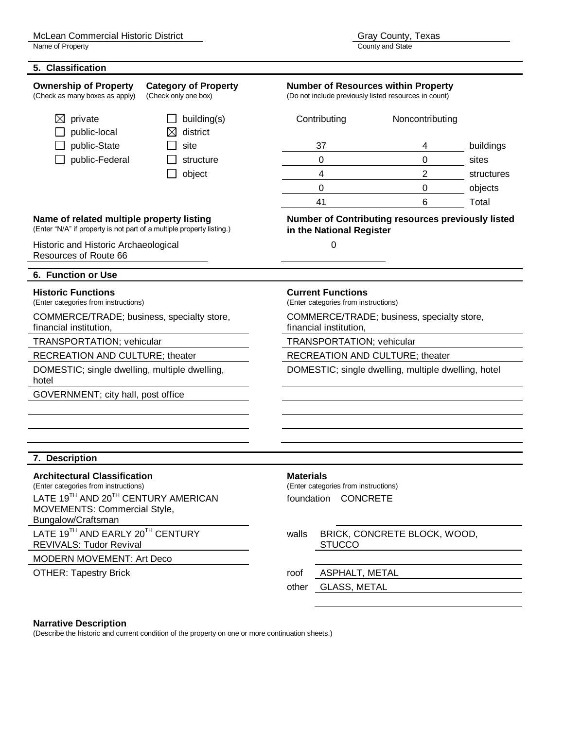McLean Commercial Historic District
Name of Property

Gray County, Texas
County and State

## 5. Classification

**Ownership of Property**
(Check as many boxes as apply)

- ☒ private
- ☐ public-local
- ☐ public-State
- ☐ public-Federal

**Category of Property**
(Check only one box)

- ☐ building(s)
- ☒ district
- ☐ site
- ☐ structure
- ☐ object

**Number of Resources within Property**
(Do not include previously listed resources in count)

| Contributing | Noncontributing | |
|---|---|---|
| 37 | 4 | buildings |
| 0 | 0 | sites |
| 4 | 2 | structures |
| 0 | 0 | objects |
| 41 | 6 | Total |

**Name of related multiple property listing**
(Enter "N/A" if property is not part of a multiple property listing.)

Historic and Historic Archaeological Resources of Route 66

**Number of Contributing resources previously listed in the National Register**

0

## 6. Function or Use

**Historic Functions**
(Enter categories from instructions)

COMMERCE/TRADE; business, specialty store, financial institution,

TRANSPORTATION; vehicular

RECREATION AND CULTURE; theater

DOMESTIC; single dwelling, multiple dwelling, hotel

GOVERNMENT; city hall, post office

**Current Functions**
(Enter categories from instructions)

COMMERCE/TRADE; business, specialty store, financial institution,

TRANSPORTATION; vehicular

RECREATION AND CULTURE; theater

DOMESTIC; single dwelling, multiple dwelling, hotel

## 7. Description

**Architectural Classification**
(Enter categories from instructions)

LATE 19TH AND 20TH CENTURY AMERICAN MOVEMENTS: Commercial Style, Bungalow/Craftsman

LATE 19TH AND EARLY 20TH CENTURY REVIVALS: Tudor Revival

MODERN MOVEMENT: Art Deco

OTHER: Tapestry Brick

**Materials**
(Enter categories from instructions)

foundation CONCRETE

walls BRICK, CONCRETE BLOCK, WOOD, STUCCO

roof ASPHALT, METAL

other GLASS, METAL

**Narrative Description**
(Describe the historic and current condition of the property on one or more continuation sheets.)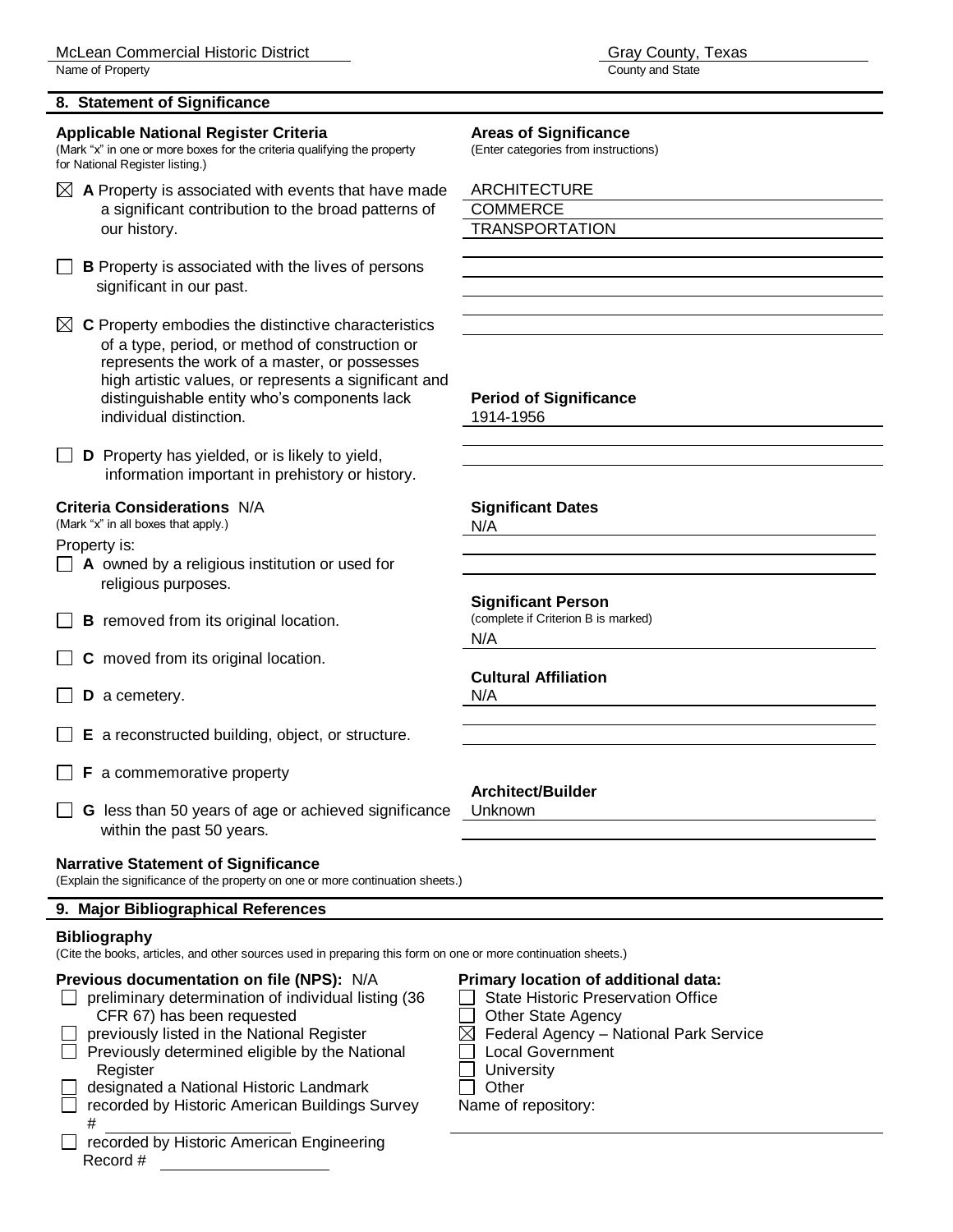McLean Commercial Historic District
Name of Property

Gray County, Texas
County and State

## 8. Statement of Significance

### Applicable National Register Criteria

(Mark "x" in one or more boxes for the criteria qualifying the property for National Register listing.)

- ☒ **A** Property is associated with events that have made a significant contribution to the broad patterns of our history.
- ☐ **B** Property is associated with the lives of persons significant in our past.
- ☒ **C** Property embodies the distinctive characteristics of a type, period, or method of construction or represents the work of a master, or possesses high artistic values, or represents a significant and distinguishable entity who's components lack individual distinction.
- ☐ **D** Property has yielded, or is likely to yield, information important in prehistory or history.

### Areas of Significance

(Enter categories from instructions)

ARCHITECTURE
COMMERCE
TRANSPORTATION

### Period of Significance

1914-1956

### Criteria Considerations N/A

(Mark "x" in all boxes that apply.)

Property is:

- ☐ **A** owned by a religious institution or used for religious purposes.
- ☐ **B** removed from its original location.
- ☐ **C** moved from its original location.
- ☐ **D** a cemetery.
- ☐ **E** a reconstructed building, object, or structure.
- ☐ **F** a commemorative property
- ☐ **G** less than 50 years of age or achieved significance within the past 50 years.

### Significant Dates

N/A

### Significant Person

(complete if Criterion B is marked)

N/A

### Cultural Affiliation

N/A

### Architect/Builder

Unknown

### Narrative Statement of Significance

(Explain the significance of the property on one or more continuation sheets.)

## 9. Major Bibliographical References

### Bibliography

(Cite the books, articles, and other sources used in preparing this form on one or more continuation sheets.)

### Previous documentation on file (NPS): N/A

- ☐ preliminary determination of individual listing (36 CFR 67) has been requested
- ☐ previously listed in the National Register
- ☐ Previously determined eligible by the National Register
- ☐ designated a National Historic Landmark
- ☐ recorded by Historic American Buildings Survey #
- ☐ recorded by Historic American Engineering Record #

### Primary location of additional data:

- ☐ State Historic Preservation Office
- ☐ Other State Agency
- ☒ Federal Agency – National Park Service
- ☐ Local Government
- ☐ University
- ☐ Other

Name of repository: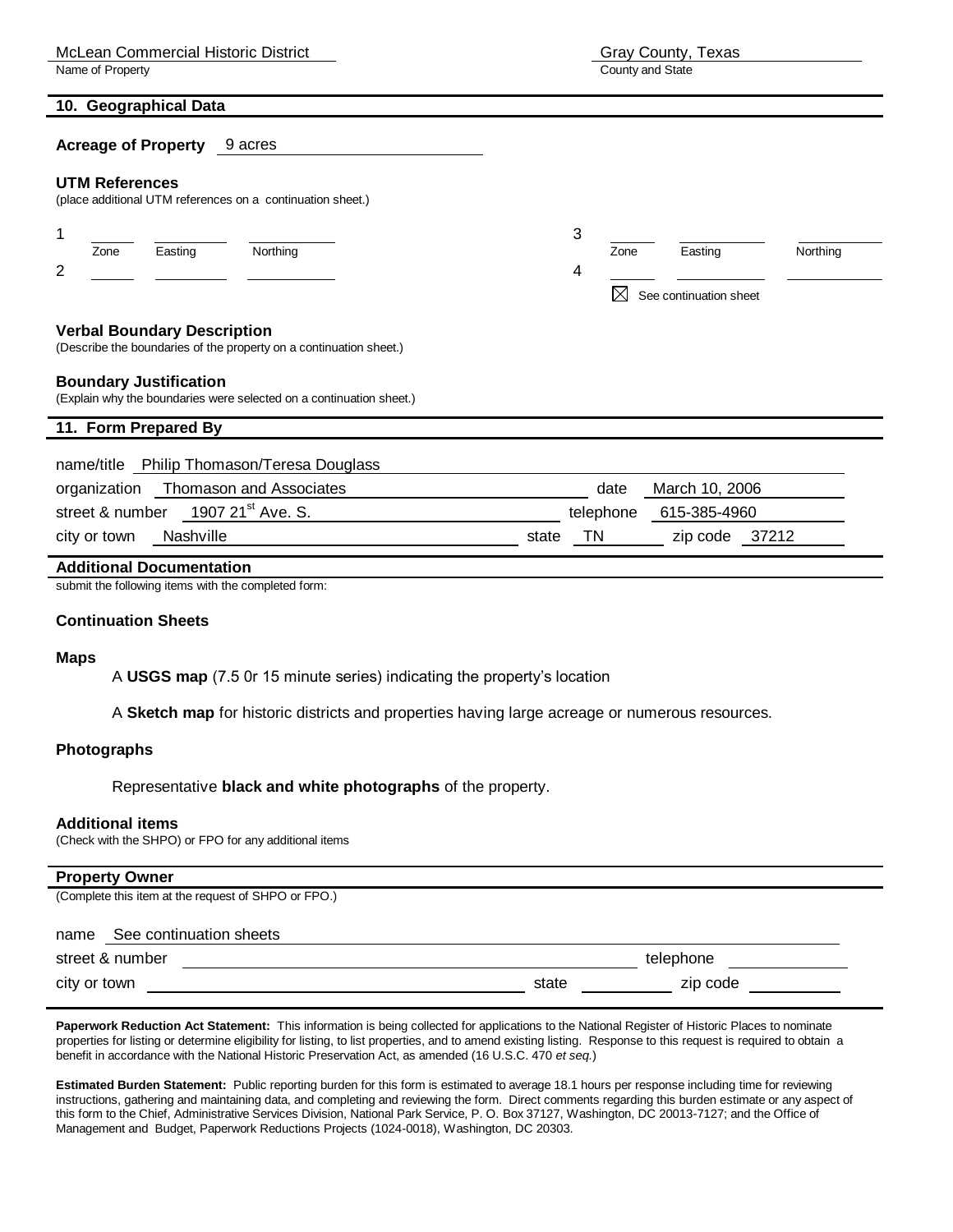McLean Commercial Historic District
Name of Property

Gray County, Texas
County and State

## 10. Geographical Data

**Acreage of Property** 9 acres

**UTM References**
(place additional UTM references on a continuation sheet.)

| | Zone | Easting | Northing | | Zone | Easting | Northing |
|---|---|---|---|---|---|---|---|
| 1 | | | | 3 | | | |
| 2 | | | | 4 | | | |

☒ See continuation sheet

**Verbal Boundary Description**
(Describe the boundaries of the property on a continuation sheet.)

**Boundary Justification**
(Explain why the boundaries were selected on a continuation sheet.)

## 11. Form Prepared By

name/title Philip Thomason/Teresa Douglass

organization Thomason and Associates date March 10, 2006

street & number 1907 21st Ave. S. telephone 615-385-4960

city or town Nashville state TN zip code 37212

**Additional Documentation**
submit the following items with the completed form:

**Continuation Sheets**

**Maps**

A **USGS map** (7.5 0r 15 minute series) indicating the property's location

A **Sketch map** for historic districts and properties having large acreage or numerous resources.

**Photographs**

Representative **black and white photographs** of the property.

**Additional items**
(Check with the SHPO) or FPO for any additional items

**Property Owner**
(Complete this item at the request of SHPO or FPO.)

name See continuation sheets

street & number telephone

city or town state zip code

**Paperwork Reduction Act Statement:** This information is being collected for applications to the National Register of Historic Places to nominate properties for listing or determine eligibility for listing, to list properties, and to amend existing listing. Response to this request is required to obtain a benefit in accordance with the National Historic Preservation Act, as amended (16 U.S.C. 470 *et seq.*)

**Estimated Burden Statement:** Public reporting burden for this form is estimated to average 18.1 hours per response including time for reviewing instructions, gathering and maintaining data, and completing and reviewing the form. Direct comments regarding this burden estimate or any aspect of this form to the Chief, Administrative Services Division, National Park Service, P. O. Box 37127, Washington, DC 20013-7127; and the Office of Management and Budget, Paperwork Reductions Projects (1024-0018), Washington, DC 20303.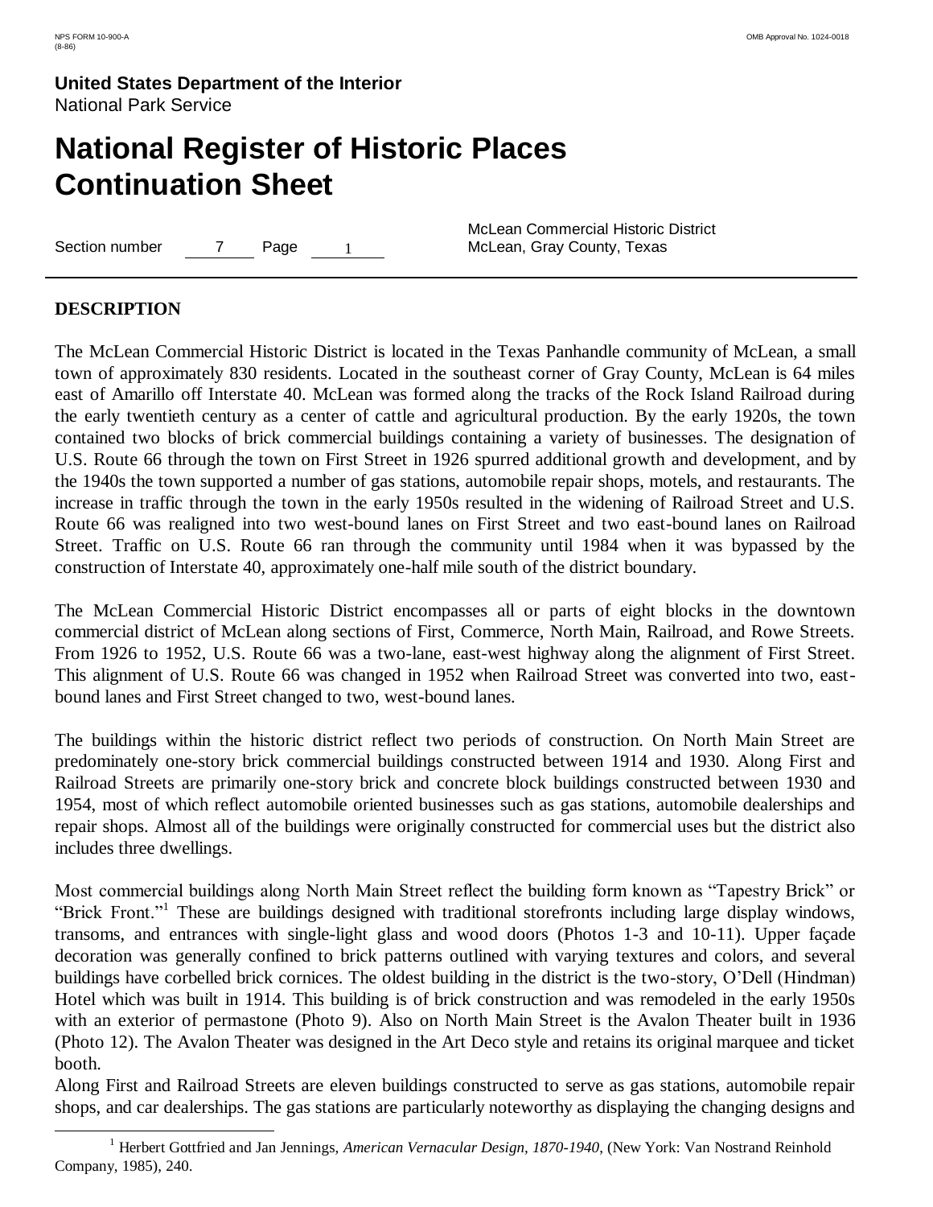## DESCRIPTION

The McLean Commercial Historic District is located in the Texas Panhandle community of McLean, a small town of approximately 830 residents. Located in the southeast corner of Gray County, McLean is 64 miles east of Amarillo off Interstate 40. McLean was formed along the tracks of the Rock Island Railroad during the early twentieth century as a center of cattle and agricultural production. By the early 1920s, the town contained two blocks of brick commercial buildings containing a variety of businesses. The designation of U.S. Route 66 through the town on First Street in 1926 spurred additional growth and development, and by the 1940s the town supported a number of gas stations, automobile repair shops, motels, and restaurants. The increase in traffic through the town in the early 1950s resulted in the widening of Railroad Street and U.S. Route 66 was realigned into two west-bound lanes on First Street and two east-bound lanes on Railroad Street. Traffic on U.S. Route 66 ran through the community until 1984 when it was bypassed by the construction of Interstate 40, approximately one-half mile south of the district boundary.

The McLean Commercial Historic District encompasses all or parts of eight blocks in the downtown commercial district of McLean along sections of First, Commerce, North Main, Railroad, and Rowe Streets. From 1926 to 1952, U.S. Route 66 was a two-lane, east-west highway along the alignment of First Street. This alignment of U.S. Route 66 was changed in 1952 when Railroad Street was converted into two, east-bound lanes and First Street changed to two, west-bound lanes.

The buildings within the historic district reflect two periods of construction. On North Main Street are predominately one-story brick commercial buildings constructed between 1914 and 1930. Along First and Railroad Streets are primarily one-story brick and concrete block buildings constructed between 1930 and 1954, most of which reflect automobile oriented businesses such as gas stations, automobile dealerships and repair shops. Almost all of the buildings were originally constructed for commercial uses but the district also includes three dwellings.

Most commercial buildings along North Main Street reflect the building form known as "Tapestry Brick" or "Brick Front."[1] These are buildings designed with traditional storefronts including large display windows, transoms, and entrances with single-light glass and wood doors (Photos 1-3 and 10-11). Upper façade decoration was generally confined to brick patterns outlined with varying textures and colors, and several buildings have corbelled brick cornices. The oldest building in the district is the two-story, O'Dell (Hindman) Hotel which was built in 1914. This building is of brick construction and was remodeled in the early 1950s with an exterior of permastone (Photo 9). Also on North Main Street is the Avalon Theater built in 1936 (Photo 12). The Avalon Theater was designed in the Art Deco style and retains its original marquee and ticket booth.

Along First and Railroad Streets are eleven buildings constructed to serve as gas stations, automobile repair shops, and car dealerships. The gas stations are particularly noteworthy as displaying the changing designs and

[1] Herbert Gottfried and Jan Jennings, *American Vernacular Design, 1870-1940*, (New York: Van Nostrand Reinhold Company, 1985), 240.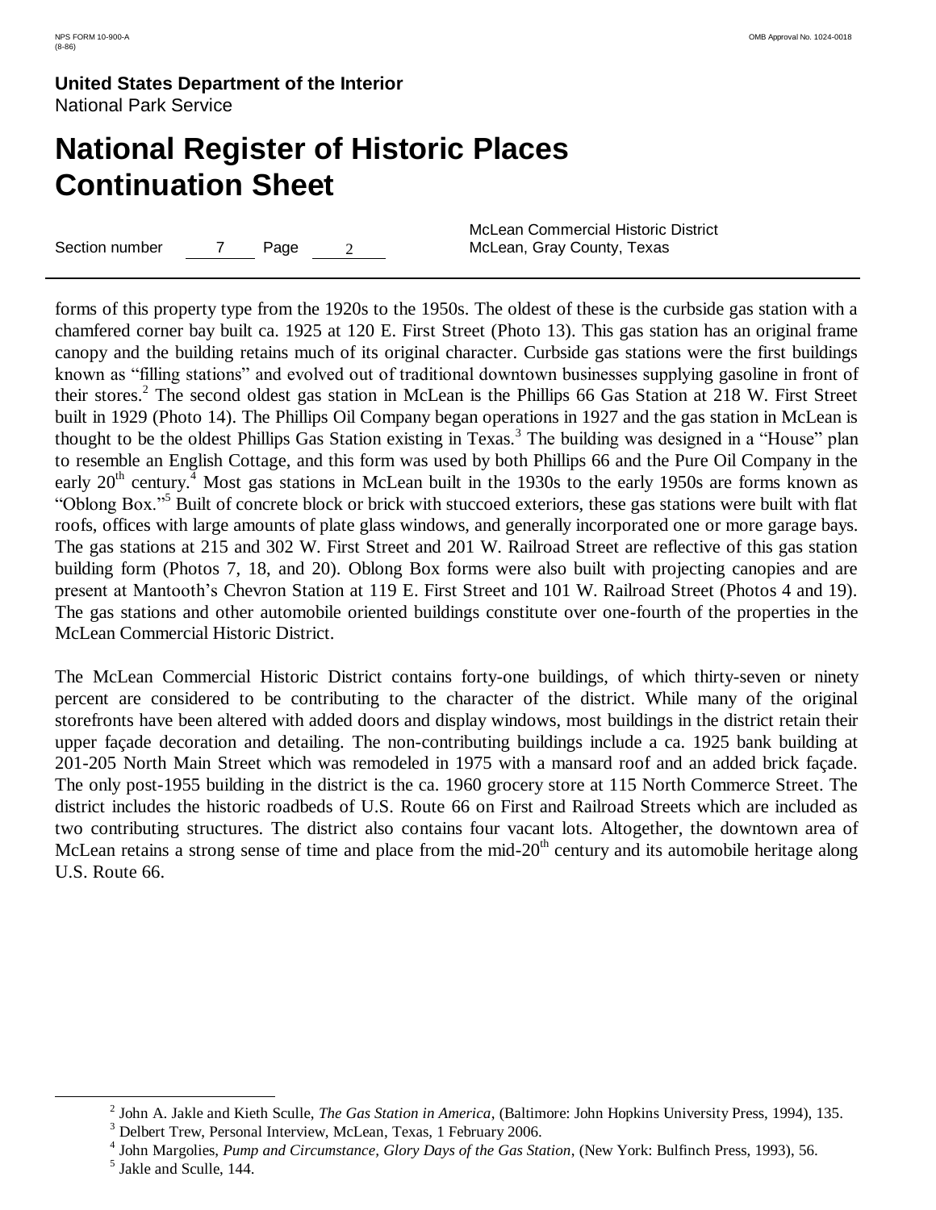forms of this property type from the 1920s to the 1950s. The oldest of these is the curbside gas station with a chamfered corner bay built ca. 1925 at 120 E. First Street (Photo 13). This gas station has an original frame canopy and the building retains much of its original character. Curbside gas stations were the first buildings known as "filling stations" and evolved out of traditional downtown businesses supplying gasoline in front of their stores.[2] The second oldest gas station in McLean is the Phillips 66 Gas Station at 218 W. First Street built in 1929 (Photo 14). The Phillips Oil Company began operations in 1927 and the gas station in McLean is thought to be the oldest Phillips Gas Station existing in Texas.[3] The building was designed in a "House" plan to resemble an English Cottage, and this form was used by both Phillips 66 and the Pure Oil Company in the early 20th century.[4] Most gas stations in McLean built in the 1930s to the early 1950s are forms known as "Oblong Box."[5] Built of concrete block or brick with stuccoed exteriors, these gas stations were built with flat roofs, offices with large amounts of plate glass windows, and generally incorporated one or more garage bays. The gas stations at 215 and 302 W. First Street and 201 W. Railroad Street are reflective of this gas station building form (Photos 7, 18, and 20). Oblong Box forms were also built with projecting canopies and are present at Mantooth's Chevron Station at 119 E. First Street and 101 W. Railroad Street (Photos 4 and 19). The gas stations and other automobile oriented buildings constitute over one-fourth of the properties in the McLean Commercial Historic District.

The McLean Commercial Historic District contains forty-one buildings, of which thirty-seven or ninety percent are considered to be contributing to the character of the district. While many of the original storefronts have been altered with added doors and display windows, most buildings in the district retain their upper façade decoration and detailing. The non-contributing buildings include a ca. 1925 bank building at 201-205 North Main Street which was remodeled in 1975 with a mansard roof and an added brick façade. The only post-1955 building in the district is the ca. 1960 grocery store at 115 North Commerce Street. The district includes the historic roadbeds of U.S. Route 66 on First and Railroad Streets which are included as two contributing structures. The district also contains four vacant lots. Altogether, the downtown area of McLean retains a strong sense of time and place from the mid-20th century and its automobile heritage along U.S. Route 66.

---

[2] John A. Jakle and Kieth Sculle, *The Gas Station in America*, (Baltimore: John Hopkins University Press, 1994), 135.

[3] Delbert Trew, Personal Interview, McLean, Texas, 1 February 2006.

[4] John Margolies, *Pump and Circumstance, Glory Days of the Gas Station*, (New York: Bulfinch Press, 1993), 56.

[5] Jakle and Sculle, 144.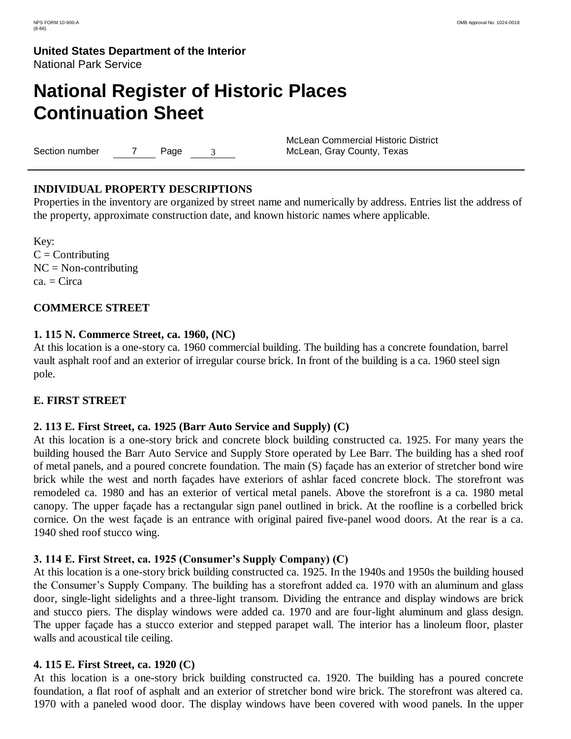## INDIVIDUAL PROPERTY DESCRIPTIONS

Properties in the inventory are organized by street name and numerically by address. Entries list the address of the property, approximate construction date, and known historic names where applicable.

Key:
C = Contributing
NC = Non-contributing
ca. = Circa

### COMMERCE STREET

**1. 115 N. Commerce Street, ca. 1960, (NC)**
At this location is a one-story ca. 1960 commercial building. The building has a concrete foundation, barrel vault asphalt roof and an exterior of irregular course brick. In front of the building is a ca. 1960 steel sign pole.

### E. FIRST STREET

**2. 113 E. First Street, ca. 1925 (Barr Auto Service and Supply) (C)**
At this location is a one-story brick and concrete block building constructed ca. 1925. For many years the building housed the Barr Auto Service and Supply Store operated by Lee Barr. The building has a shed roof of metal panels, and a poured concrete foundation. The main (S) façade has an exterior of stretcher bond wire brick while the west and north façades have exteriors of ashlar faced concrete block. The storefront was remodeled ca. 1980 and has an exterior of vertical metal panels. Above the storefront is a ca. 1980 metal canopy. The upper façade has a rectangular sign panel outlined in brick. At the roofline is a corbelled brick cornice. On the west façade is an entrance with original paired five-panel wood doors. At the rear is a ca. 1940 shed roof stucco wing.

**3. 114 E. First Street, ca. 1925 (Consumer's Supply Company) (C)**
At this location is a one-story brick building constructed ca. 1925. In the 1940s and 1950s the building housed the Consumer's Supply Company. The building has a storefront added ca. 1970 with an aluminum and glass door, single-light sidelights and a three-light transom. Dividing the entrance and display windows are brick and stucco piers. The display windows were added ca. 1970 and are four-light aluminum and glass design. The upper façade has a stucco exterior and stepped parapet wall. The interior has a linoleum floor, plaster walls and acoustical tile ceiling.

**4. 115 E. First Street, ca. 1920 (C)**
At this location is a one-story brick building constructed ca. 1920. The building has a poured concrete foundation, a flat roof of asphalt and an exterior of stretcher bond wire brick. The storefront was altered ca. 1970 with a paneled wood door. The display windows have been covered with wood panels. In the upper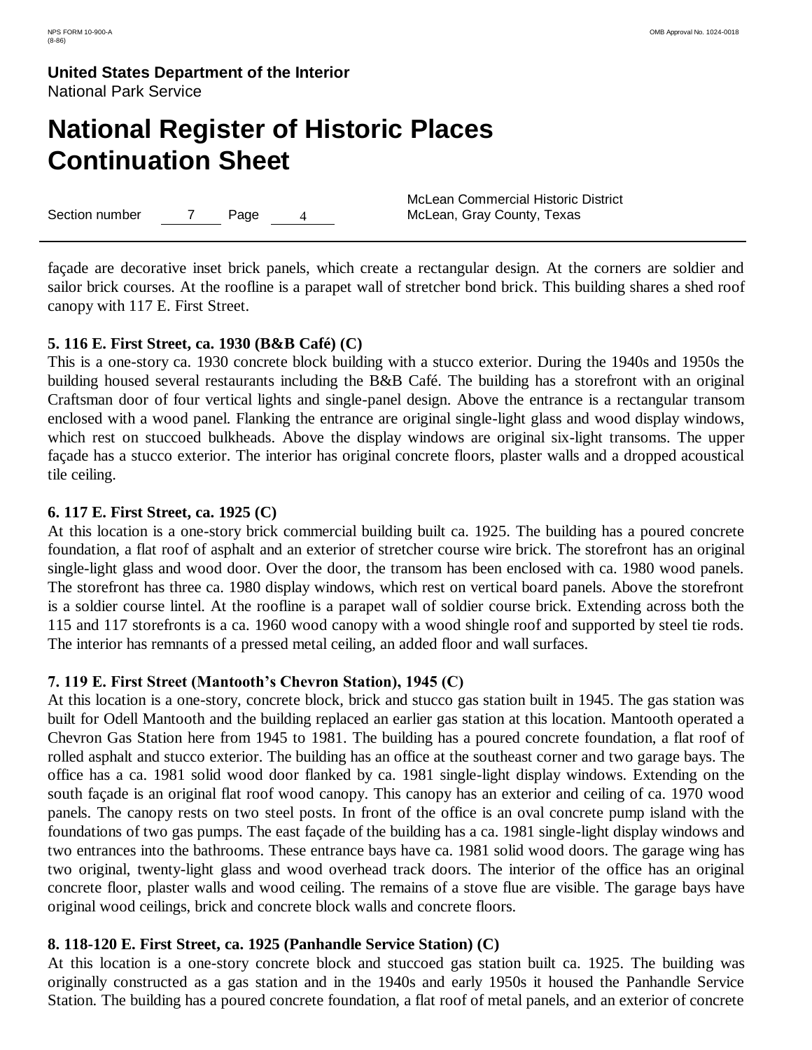façade are decorative inset brick panels, which create a rectangular design. At the corners are soldier and sailor brick courses. At the roofline is a parapet wall of stretcher bond brick. This building shares a shed roof canopy with 117 E. First Street.

**5. 116 E. First Street, ca. 1930 (B&B Café) (C)**
This is a one-story ca. 1930 concrete block building with a stucco exterior. During the 1940s and 1950s the building housed several restaurants including the B&B Café. The building has a storefront with an original Craftsman door of four vertical lights and single-panel design. Above the entrance is a rectangular transom enclosed with a wood panel. Flanking the entrance are original single-light glass and wood display windows, which rest on stuccoed bulkheads. Above the display windows are original six-light transoms. The upper façade has a stucco exterior. The interior has original concrete floors, plaster walls and a dropped acoustical tile ceiling.

**6. 117 E. First Street, ca. 1925 (C)**
At this location is a one-story brick commercial building built ca. 1925. The building has a poured concrete foundation, a flat roof of asphalt and an exterior of stretcher course wire brick. The storefront has an original single-light glass and wood door. Over the door, the transom has been enclosed with ca. 1980 wood panels. The storefront has three ca. 1980 display windows, which rest on vertical board panels. Above the storefront is a soldier course lintel. At the roofline is a parapet wall of soldier course brick. Extending across both the 115 and 117 storefronts is a ca. 1960 wood canopy with a wood shingle roof and supported by steel tie rods. The interior has remnants of a pressed metal ceiling, an added floor and wall surfaces.

**7. 119 E. First Street (Mantooth's Chevron Station), 1945 (C)**
At this location is a one-story, concrete block, brick and stucco gas station built in 1945. The gas station was built for Odell Mantooth and the building replaced an earlier gas station at this location. Mantooth operated a Chevron Gas Station here from 1945 to 1981. The building has a poured concrete foundation, a flat roof of rolled asphalt and stucco exterior. The building has an office at the southeast corner and two garage bays. The office has a ca. 1981 solid wood door flanked by ca. 1981 single-light display windows. Extending on the south façade is an original flat roof wood canopy. This canopy has an exterior and ceiling of ca. 1970 wood panels. The canopy rests on two steel posts. In front of the office is an oval concrete pump island with the foundations of two gas pumps. The east façade of the building has a ca. 1981 single-light display windows and two entrances into the bathrooms. These entrance bays have ca. 1981 solid wood doors. The garage wing has two original, twenty-light glass and wood overhead track doors. The interior of the office has an original concrete floor, plaster walls and wood ceiling. The remains of a stove flue are visible. The garage bays have original wood ceilings, brick and concrete block walls and concrete floors.

**8. 118-120 E. First Street, ca. 1925 (Panhandle Service Station) (C)**
At this location is a one-story concrete block and stuccoed gas station built ca. 1925. The building was originally constructed as a gas station and in the 1940s and early 1950s it housed the Panhandle Service Station. The building has a poured concrete foundation, a flat roof of metal panels, and an exterior of concrete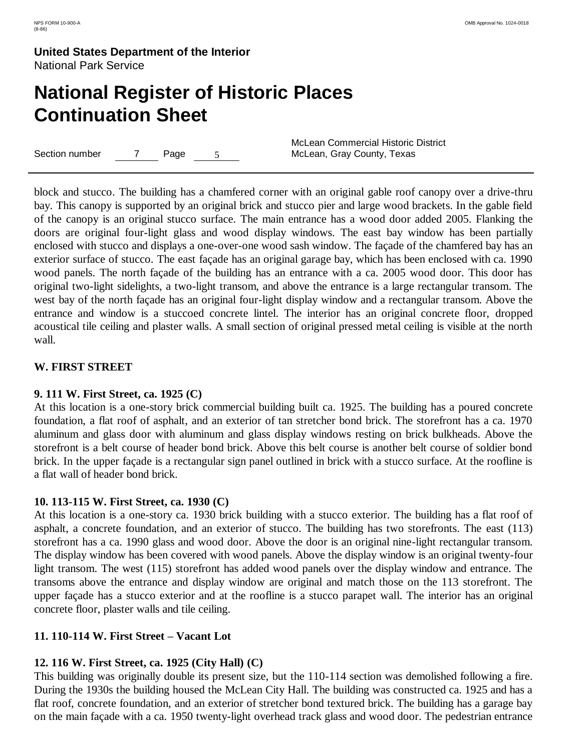block and stucco. The building has a chamfered corner with an original gable roof canopy over a drive-thru bay. This canopy is supported by an original brick and stucco pier and large wood brackets. In the gable field of the canopy is an original stucco surface. The main entrance has a wood door added 2005. Flanking the doors are original four-light glass and wood display windows. The east bay window has been partially enclosed with stucco and displays a one-over-one wood sash window. The façade of the chamfered bay has an exterior surface of stucco. The east façade has an original garage bay, which has been enclosed with ca. 1990 wood panels. The north façade of the building has an entrance with a ca. 2005 wood door. This door has original two-light sidelights, a two-light transom, and above the entrance is a large rectangular transom. The west bay of the north façade has an original four-light display window and a rectangular transom. Above the entrance and window is a stuccoed concrete lintel. The interior has an original concrete floor, dropped acoustical tile ceiling and plaster walls. A small section of original pressed metal ceiling is visible at the north wall.

## W. FIRST STREET

### 9. 111 W. First Street, ca. 1925 (C)

At this location is a one-story brick commercial building built ca. 1925. The building has a poured concrete foundation, a flat roof of asphalt, and an exterior of tan stretcher bond brick. The storefront has a ca. 1970 aluminum and glass door with aluminum and glass display windows resting on brick bulkheads. Above the storefront is a belt course of header bond brick. Above this belt course is another belt course of soldier bond brick. In the upper façade is a rectangular sign panel outlined in brick with a stucco surface. At the roofline is a flat wall of header bond brick.

### 10. 113-115 W. First Street, ca. 1930 (C)

At this location is a one-story ca. 1930 brick building with a stucco exterior. The building has a flat roof of asphalt, a concrete foundation, and an exterior of stucco. The building has two storefronts. The east (113) storefront has a ca. 1990 glass and wood door. Above the door is an original nine-light rectangular transom. The display window has been covered with wood panels. Above the display window is an original twenty-four light transom. The west (115) storefront has added wood panels over the display window and entrance. The transoms above the entrance and display window are original and match those on the 113 storefront. The upper façade has a stucco exterior and at the roofline is a stucco parapet wall. The interior has an original concrete floor, plaster walls and tile ceiling.

### 11. 110-114 W. First Street – Vacant Lot

### 12. 116 W. First Street, ca. 1925 (City Hall) (C)

This building was originally double its present size, but the 110-114 section was demolished following a fire. During the 1930s the building housed the McLean City Hall. The building was constructed ca. 1925 and has a flat roof, concrete foundation, and an exterior of stretcher bond textured brick. The building has a garage bay on the main façade with a ca. 1950 twenty-light overhead track glass and wood door. The pedestrian entrance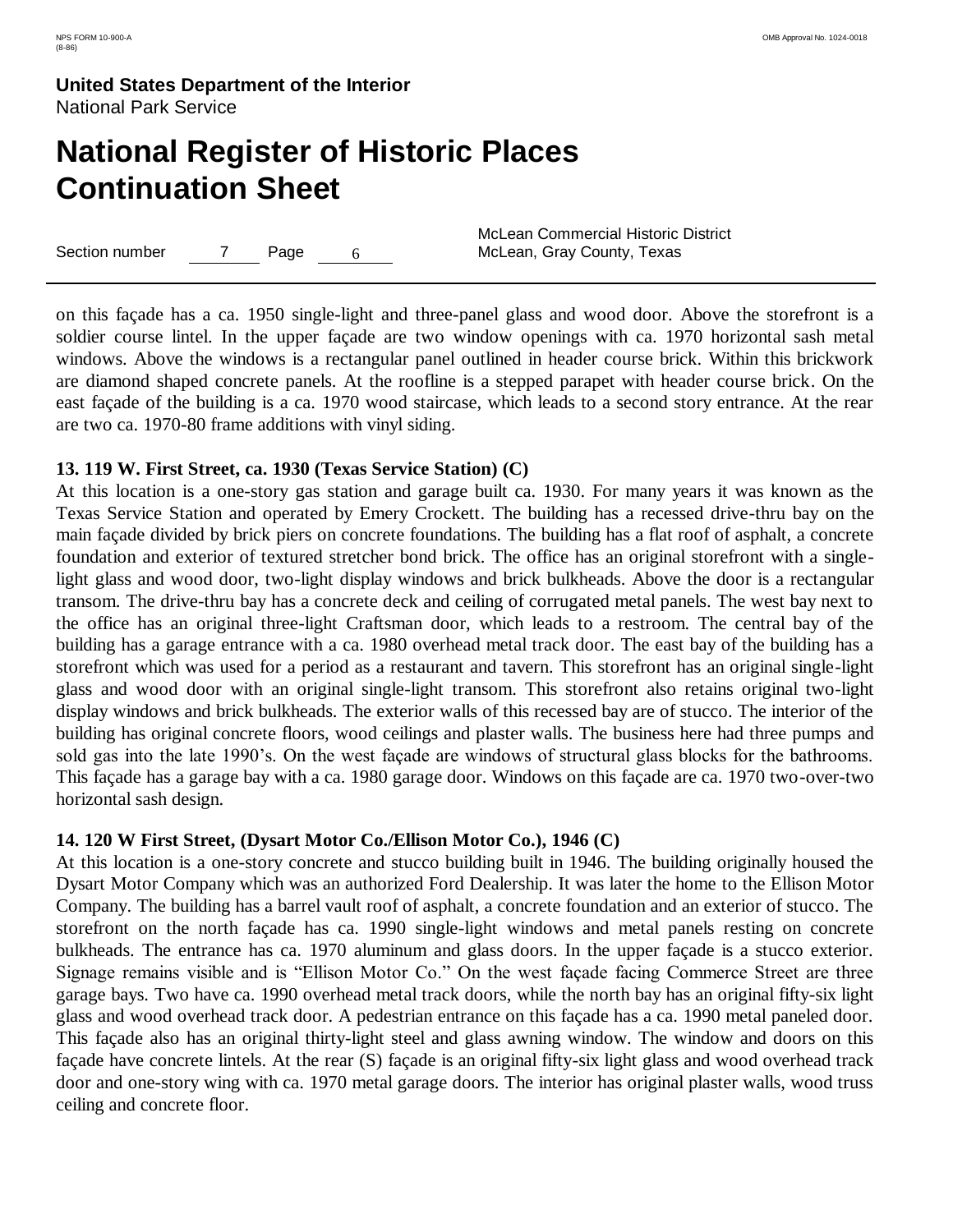on this façade has a ca. 1950 single-light and three-panel glass and wood door. Above the storefront is a soldier course lintel. In the upper façade are two window openings with ca. 1970 horizontal sash metal windows. Above the windows is a rectangular panel outlined in header course brick. Within this brickwork are diamond shaped concrete panels. At the roofline is a stepped parapet with header course brick. On the east façade of the building is a ca. 1970 wood staircase, which leads to a second story entrance. At the rear are two ca. 1970-80 frame additions with vinyl siding.

**13. 119 W. First Street, ca. 1930 (Texas Service Station) (C)**

At this location is a one-story gas station and garage built ca. 1930. For many years it was known as the Texas Service Station and operated by Emery Crockett. The building has a recessed drive-thru bay on the main façade divided by brick piers on concrete foundations. The building has a flat roof of asphalt, a concrete foundation and exterior of textured stretcher bond brick. The office has an original storefront with a single-light glass and wood door, two-light display windows and brick bulkheads. Above the door is a rectangular transom. The drive-thru bay has a concrete deck and ceiling of corrugated metal panels. The west bay next to the office has an original three-light Craftsman door, which leads to a restroom. The central bay of the building has a garage entrance with a ca. 1980 overhead metal track door. The east bay of the building has a storefront which was used for a period as a restaurant and tavern. This storefront has an original single-light glass and wood door with an original single-light transom. This storefront also retains original two-light display windows and brick bulkheads. The exterior walls of this recessed bay are of stucco. The interior of the building has original concrete floors, wood ceilings and plaster walls. The business here had three pumps and sold gas into the late 1990's. On the west façade are windows of structural glass blocks for the bathrooms. This façade has a garage bay with a ca. 1980 garage door. Windows on this façade are ca. 1970 two-over-two horizontal sash design.

**14. 120 W First Street, (Dysart Motor Co./Ellison Motor Co.), 1946 (C)**

At this location is a one-story concrete and stucco building built in 1946. The building originally housed the Dysart Motor Company which was an authorized Ford Dealership. It was later the home to the Ellison Motor Company. The building has a barrel vault roof of asphalt, a concrete foundation and an exterior of stucco. The storefront on the north façade has ca. 1990 single-light windows and metal panels resting on concrete bulkheads. The entrance has ca. 1970 aluminum and glass doors. In the upper façade is a stucco exterior. Signage remains visible and is "Ellison Motor Co." On the west façade facing Commerce Street are three garage bays. Two have ca. 1990 overhead metal track doors, while the north bay has an original fifty-six light glass and wood overhead track door. A pedestrian entrance on this façade has a ca. 1990 metal paneled door. This façade also has an original thirty-light steel and glass awning window. The window and doors on this façade have concrete lintels. At the rear (S) façade is an original fifty-six light glass and wood overhead track door and one-story wing with ca. 1970 metal garage doors. The interior has original plaster walls, wood truss ceiling and concrete floor.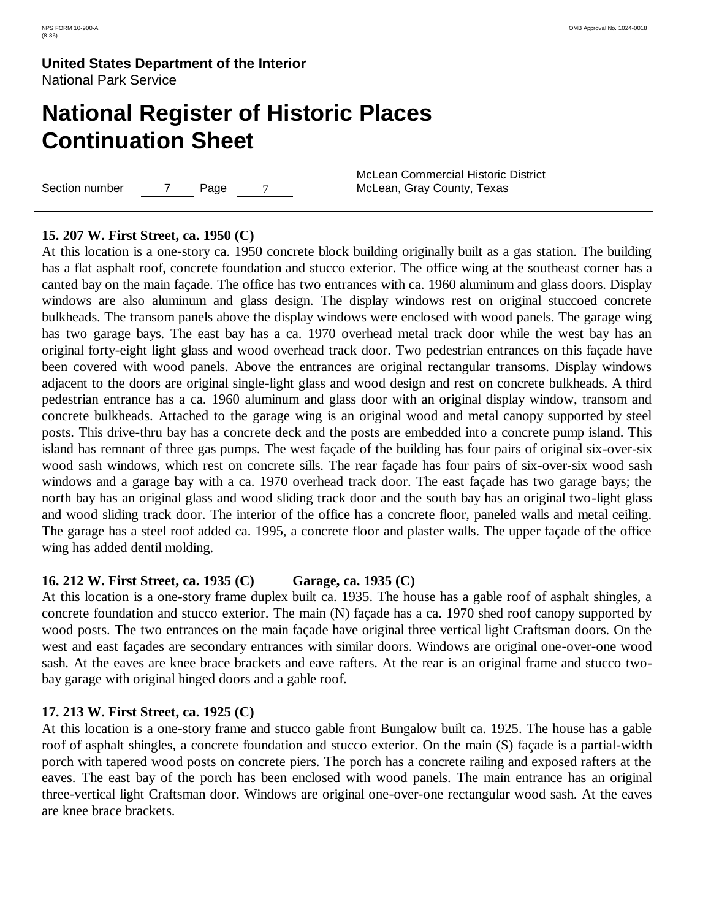**15. 207 W. First Street, ca. 1950 (C)**

At this location is a one-story ca. 1950 concrete block building originally built as a gas station. The building has a flat asphalt roof, concrete foundation and stucco exterior. The office wing at the southeast corner has a canted bay on the main façade. The office has two entrances with ca. 1960 aluminum and glass doors. Display windows are also aluminum and glass design. The display windows rest on original stuccoed concrete bulkheads. The transom panels above the display windows were enclosed with wood panels. The garage wing has two garage bays. The east bay has a ca. 1970 overhead metal track door while the west bay has an original forty-eight light glass and wood overhead track door. Two pedestrian entrances on this façade have been covered with wood panels. Above the entrances are original rectangular transoms. Display windows adjacent to the doors are original single-light glass and wood design and rest on concrete bulkheads. A third pedestrian entrance has a ca. 1960 aluminum and glass door with an original display window, transom and concrete bulkheads. Attached to the garage wing is an original wood and metal canopy supported by steel posts. This drive-thru bay has a concrete deck and the posts are embedded into a concrete pump island. This island has remnant of three gas pumps. The west façade of the building has four pairs of original six-over-six wood sash windows, which rest on concrete sills. The rear façade has four pairs of six-over-six wood sash windows and a garage bay with a ca. 1970 overhead track door. The east façade has two garage bays; the north bay has an original glass and wood sliding track door and the south bay has an original two-light glass and wood sliding track door. The interior of the office has a concrete floor, paneled walls and metal ceiling. The garage has a steel roof added ca. 1995, a concrete floor and plaster walls. The upper façade of the office wing has added dentil molding.

**16. 212 W. First Street, ca. 1935 (C) Garage, ca. 1935 (C)**

At this location is a one-story frame duplex built ca. 1935. The house has a gable roof of asphalt shingles, a concrete foundation and stucco exterior. The main (N) façade has a ca. 1970 shed roof canopy supported by wood posts. The two entrances on the main façade have original three vertical light Craftsman doors. On the west and east façades are secondary entrances with similar doors. Windows are original one-over-one wood sash. At the eaves are knee brace brackets and eave rafters. At the rear is an original frame and stucco two-bay garage with original hinged doors and a gable roof.

**17. 213 W. First Street, ca. 1925 (C)**

At this location is a one-story frame and stucco gable front Bungalow built ca. 1925. The house has a gable roof of asphalt shingles, a concrete foundation and stucco exterior. On the main (S) façade is a partial-width porch with tapered wood posts on concrete piers. The porch has a concrete railing and exposed rafters at the eaves. The east bay of the porch has been enclosed with wood panels. The main entrance has an original three-vertical light Craftsman door. Windows are original one-over-one rectangular wood sash. At the eaves are knee brace brackets.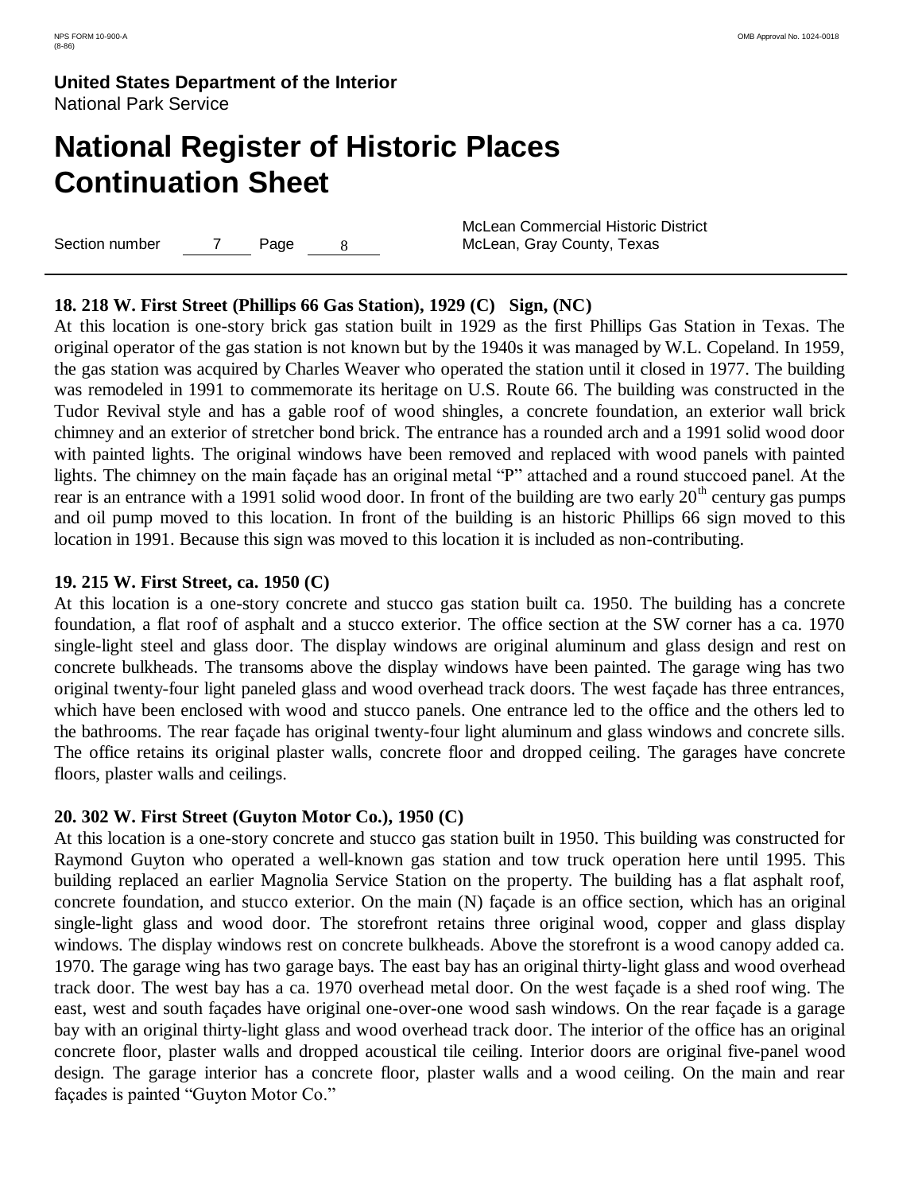**18. 218 W. First Street (Phillips 66 Gas Station), 1929 (C) Sign, (NC)**

At this location is one-story brick gas station built in 1929 as the first Phillips Gas Station in Texas. The original operator of the gas station is not known but by the 1940s it was managed by W.L. Copeland. In 1959, the gas station was acquired by Charles Weaver who operated the station until it closed in 1977. The building was remodeled in 1991 to commemorate its heritage on U.S. Route 66. The building was constructed in the Tudor Revival style and has a gable roof of wood shingles, a concrete foundation, an exterior wall brick chimney and an exterior of stretcher bond brick. The entrance has a rounded arch and a 1991 solid wood door with painted lights. The original windows have been removed and replaced with wood panels with painted lights. The chimney on the main façade has an original metal "P" attached and a round stuccoed panel. At the rear is an entrance with a 1991 solid wood door. In front of the building are two early 20th century gas pumps and oil pump moved to this location. In front of the building is an historic Phillips 66 sign moved to this location in 1991. Because this sign was moved to this location it is included as non-contributing.

**19. 215 W. First Street, ca. 1950 (C)**

At this location is a one-story concrete and stucco gas station built ca. 1950. The building has a concrete foundation, a flat roof of asphalt and a stucco exterior. The office section at the SW corner has a ca. 1970 single-light steel and glass door. The display windows are original aluminum and glass design and rest on concrete bulkheads. The transoms above the display windows have been painted. The garage wing has two original twenty-four light paneled glass and wood overhead track doors. The west façade has three entrances, which have been enclosed with wood and stucco panels. One entrance led to the office and the others led to the bathrooms. The rear façade has original twenty-four light aluminum and glass windows and concrete sills. The office retains its original plaster walls, concrete floor and dropped ceiling. The garages have concrete floors, plaster walls and ceilings.

**20. 302 W. First Street (Guyton Motor Co.), 1950 (C)**

At this location is a one-story concrete and stucco gas station built in 1950. This building was constructed for Raymond Guyton who operated a well-known gas station and tow truck operation here until 1995. This building replaced an earlier Magnolia Service Station on the property. The building has a flat asphalt roof, concrete foundation, and stucco exterior. On the main (N) façade is an office section, which has an original single-light glass and wood door. The storefront retains three original wood, copper and glass display windows. The display windows rest on concrete bulkheads. Above the storefront is a wood canopy added ca. 1970. The garage wing has two garage bays. The east bay has an original thirty-light glass and wood overhead track door. The west bay has a ca. 1970 overhead metal door. On the west façade is a shed roof wing. The east, west and south façades have original one-over-one wood sash windows. On the rear façade is a garage bay with an original thirty-light glass and wood overhead track door. The interior of the office has an original concrete floor, plaster walls and dropped acoustical tile ceiling. Interior doors are original five-panel wood design. The garage interior has a concrete floor, plaster walls and a wood ceiling. On the main and rear façades is painted "Guyton Motor Co."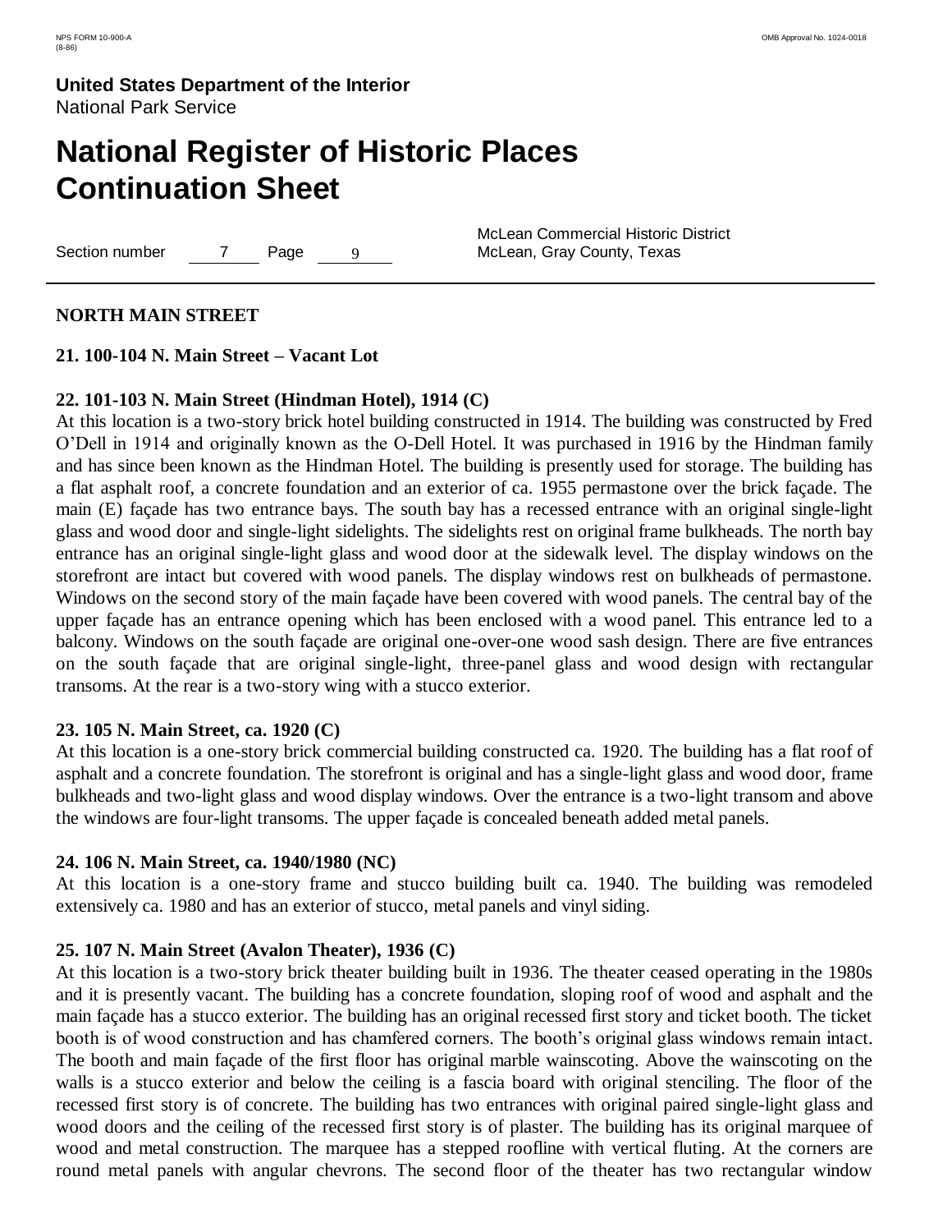## NORTH MAIN STREET

### 21. 100-104 N. Main Street – Vacant Lot

### 22. 101-103 N. Main Street (Hindman Hotel), 1914 (C)

At this location is a two-story brick hotel building constructed in 1914. The building was constructed by Fred O'Dell in 1914 and originally known as the O-Dell Hotel. It was purchased in 1916 by the Hindman family and has since been known as the Hindman Hotel. The building is presently used for storage. The building has a flat asphalt roof, a concrete foundation and an exterior of ca. 1955 permastone over the brick façade. The main (E) façade has two entrance bays. The south bay has a recessed entrance with an original single-light glass and wood door and single-light sidelights. The sidelights rest on original frame bulkheads. The north bay entrance has an original single-light glass and wood door at the sidewalk level. The display windows on the storefront are intact but covered with wood panels. The display windows rest on bulkheads of permastone. Windows on the second story of the main façade have been covered with wood panels. The central bay of the upper façade has an entrance opening which has been enclosed with a wood panel. This entrance led to a balcony. Windows on the south façade are original one-over-one wood sash design. There are five entrances on the south façade that are original single-light, three-panel glass and wood design with rectangular transoms. At the rear is a two-story wing with a stucco exterior.

### 23. 105 N. Main Street, ca. 1920 (C)

At this location is a one-story brick commercial building constructed ca. 1920. The building has a flat roof of asphalt and a concrete foundation. The storefront is original and has a single-light glass and wood door, frame bulkheads and two-light glass and wood display windows. Over the entrance is a two-light transom and above the windows are four-light transoms. The upper façade is concealed beneath added metal panels.

### 24. 106 N. Main Street, ca. 1940/1980 (NC)

At this location is a one-story frame and stucco building built ca. 1940. The building was remodeled extensively ca. 1980 and has an exterior of stucco, metal panels and vinyl siding.

### 25. 107 N. Main Street (Avalon Theater), 1936 (C)

At this location is a two-story brick theater building built in 1936. The theater ceased operating in the 1980s and it is presently vacant. The building has a concrete foundation, sloping roof of wood and asphalt and the main façade has a stucco exterior. The building has an original recessed first story and ticket booth. The ticket booth is of wood construction and has chamfered corners. The booth's original glass windows remain intact. The booth and main façade of the first floor has original marble wainscoting. Above the wainscoting on the walls is a stucco exterior and below the ceiling is a fascia board with original stenciling. The floor of the recessed first story is of concrete. The building has two entrances with original paired single-light glass and wood doors and the ceiling of the recessed first story is of plaster. The building has its original marquee of wood and metal construction. The marquee has a stepped roofline with vertical fluting. At the corners are round metal panels with angular chevrons. The second floor of the theater has two rectangular window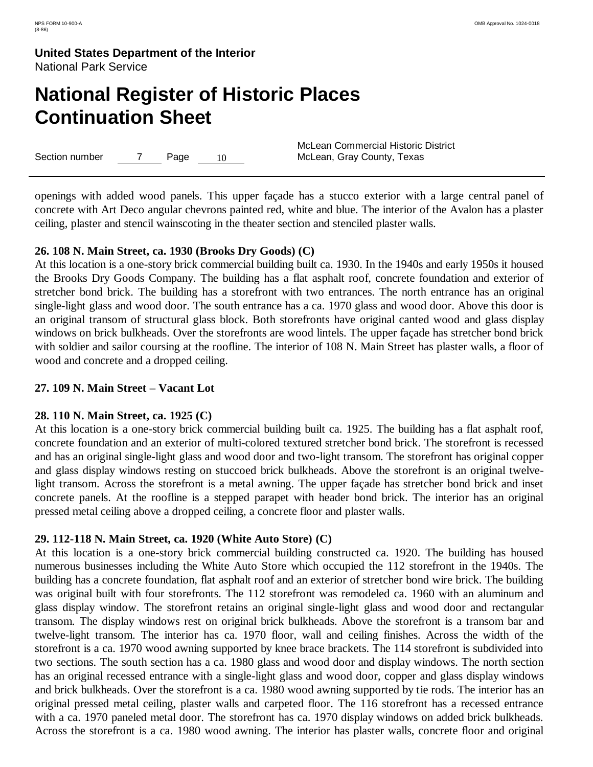openings with added wood panels. This upper façade has a stucco exterior with a large central panel of concrete with Art Deco angular chevrons painted red, white and blue. The interior of the Avalon has a plaster ceiling, plaster and stencil wainscoting in the theater section and stenciled plaster walls.

**26. 108 N. Main Street, ca. 1930 (Brooks Dry Goods) (C)**
At this location is a one-story brick commercial building built ca. 1930. In the 1940s and early 1950s it housed the Brooks Dry Goods Company. The building has a flat asphalt roof, concrete foundation and exterior of stretcher bond brick. The building has a storefront with two entrances. The north entrance has an original single-light glass and wood door. The south entrance has a ca. 1970 glass and wood door. Above this door is an original transom of structural glass block. Both storefronts have original canted wood and glass display windows on brick bulkheads. Over the storefronts are wood lintels. The upper façade has stretcher bond brick with soldier and sailor coursing at the roofline. The interior of 108 N. Main Street has plaster walls, a floor of wood and concrete and a dropped ceiling.

**27. 109 N. Main Street – Vacant Lot**

**28. 110 N. Main Street, ca. 1925 (C)**
At this location is a one-story brick commercial building built ca. 1925. The building has a flat asphalt roof, concrete foundation and an exterior of multi-colored textured stretcher bond brick. The storefront is recessed and has an original single-light glass and wood door and two-light transom. The storefront has original copper and glass display windows resting on stuccoed brick bulkheads. Above the storefront is an original twelve-light transom. Across the storefront is a metal awning. The upper façade has stretcher bond brick and inset concrete panels. At the roofline is a stepped parapet with header bond brick. The interior has an original pressed metal ceiling above a dropped ceiling, a concrete floor and plaster walls.

**29. 112-118 N. Main Street, ca. 1920 (White Auto Store) (C)**
At this location is a one-story brick commercial building constructed ca. 1920. The building has housed numerous businesses including the White Auto Store which occupied the 112 storefront in the 1940s. The building has a concrete foundation, flat asphalt roof and an exterior of stretcher bond wire brick. The building was original built with four storefronts. The 112 storefront was remodeled ca. 1960 with an aluminum and glass display window. The storefront retains an original single-light glass and wood door and rectangular transom. The display windows rest on original brick bulkheads. Above the storefront is a transom bar and twelve-light transom. The interior has ca. 1970 floor, wall and ceiling finishes. Across the width of the storefront is a ca. 1970 wood awning supported by knee brace brackets. The 114 storefront is subdivided into two sections. The south section has a ca. 1980 glass and wood door and display windows. The north section has an original recessed entrance with a single-light glass and wood door, copper and glass display windows and brick bulkheads. Over the storefront is a ca. 1980 wood awning supported by tie rods. The interior has an original pressed metal ceiling, plaster walls and carpeted floor. The 116 storefront has a recessed entrance with a ca. 1970 paneled metal door. The storefront has ca. 1970 display windows on added brick bulkheads. Across the storefront is a ca. 1980 wood awning. The interior has plaster walls, concrete floor and original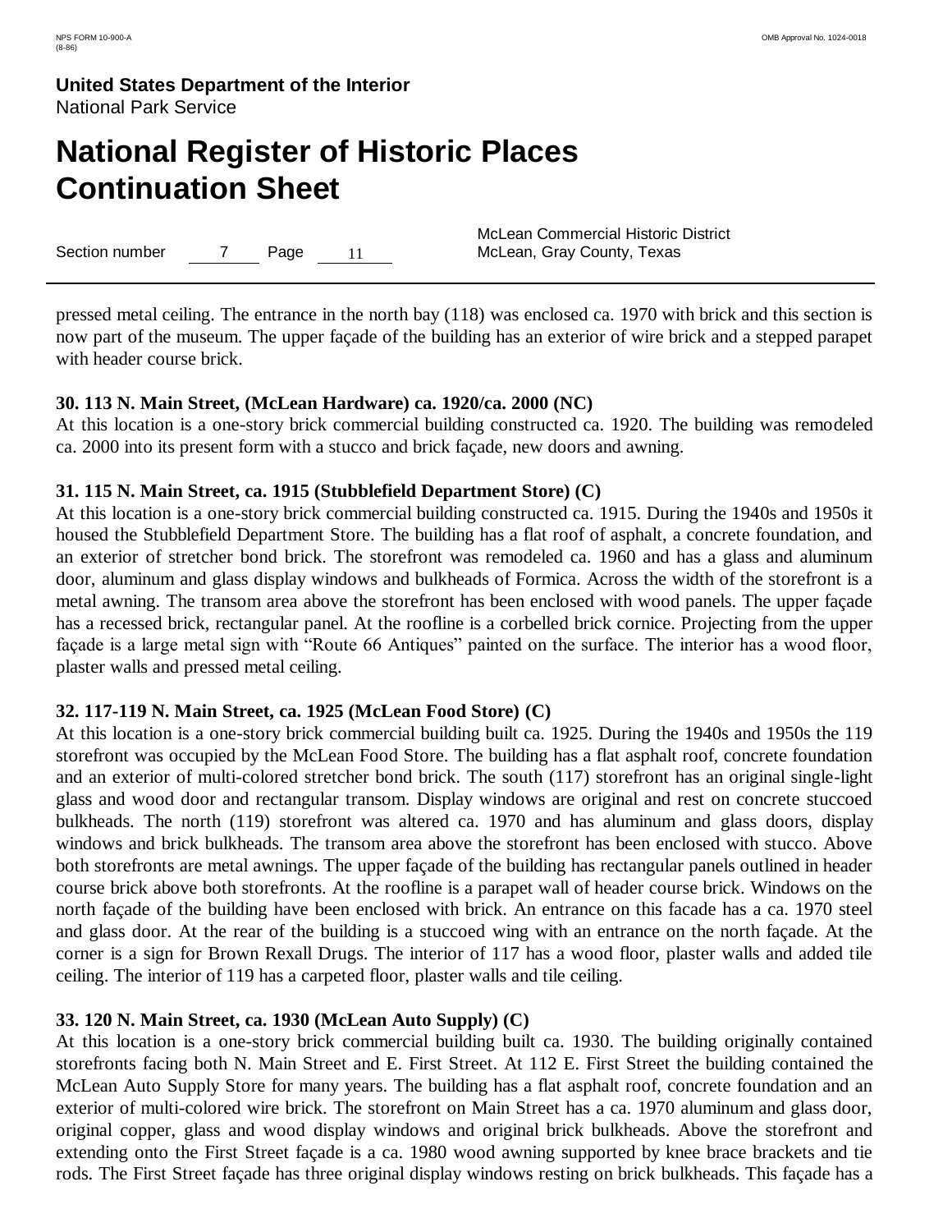pressed metal ceiling. The entrance in the north bay (118) was enclosed ca. 1970 with brick and this section is now part of the museum. The upper façade of the building has an exterior of wire brick and a stepped parapet with header course brick.

**30. 113 N. Main Street, (McLean Hardware) ca. 1920/ca. 2000 (NC)**
At this location is a one-story brick commercial building constructed ca. 1920. The building was remodeled ca. 2000 into its present form with a stucco and brick façade, new doors and awning.

**31. 115 N. Main Street, ca. 1915 (Stubblefield Department Store) (C)**
At this location is a one-story brick commercial building constructed ca. 1915. During the 1940s and 1950s it housed the Stubblefield Department Store. The building has a flat roof of asphalt, a concrete foundation, and an exterior of stretcher bond brick. The storefront was remodeled ca. 1960 and has a glass and aluminum door, aluminum and glass display windows and bulkheads of Formica. Across the width of the storefront is a metal awning. The transom area above the storefront has been enclosed with wood panels. The upper façade has a recessed brick, rectangular panel. At the roofline is a corbelled brick cornice. Projecting from the upper façade is a large metal sign with "Route 66 Antiques" painted on the surface. The interior has a wood floor, plaster walls and pressed metal ceiling.

**32. 117-119 N. Main Street, ca. 1925 (McLean Food Store) (C)**
At this location is a one-story brick commercial building built ca. 1925. During the 1940s and 1950s the 119 storefront was occupied by the McLean Food Store. The building has a flat asphalt roof, concrete foundation and an exterior of multi-colored stretcher bond brick. The south (117) storefront has an original single-light glass and wood door and rectangular transom. Display windows are original and rest on concrete stuccoed bulkheads. The north (119) storefront was altered ca. 1970 and has aluminum and glass doors, display windows and brick bulkheads. The transom area above the storefront has been enclosed with stucco. Above both storefronts are metal awnings. The upper façade of the building has rectangular panels outlined in header course brick above both storefronts. At the roofline is a parapet wall of header course brick. Windows on the north façade of the building have been enclosed with brick. An entrance on this facade has a ca. 1970 steel and glass door. At the rear of the building is a stuccoed wing with an entrance on the north façade. At the corner is a sign for Brown Rexall Drugs. The interior of 117 has a wood floor, plaster walls and added tile ceiling. The interior of 119 has a carpeted floor, plaster walls and tile ceiling.

**33. 120 N. Main Street, ca. 1930 (McLean Auto Supply) (C)**
At this location is a one-story brick commercial building built ca. 1930. The building originally contained storefronts facing both N. Main Street and E. First Street. At 112 E. First Street the building contained the McLean Auto Supply Store for many years. The building has a flat asphalt roof, concrete foundation and an exterior of multi-colored wire brick. The storefront on Main Street has a ca. 1970 aluminum and glass door, original copper, glass and wood display windows and original brick bulkheads. Above the storefront and extending onto the First Street façade is a ca. 1980 wood awning supported by knee brace brackets and tie rods. The First Street façade has three original display windows resting on brick bulkheads. This façade has a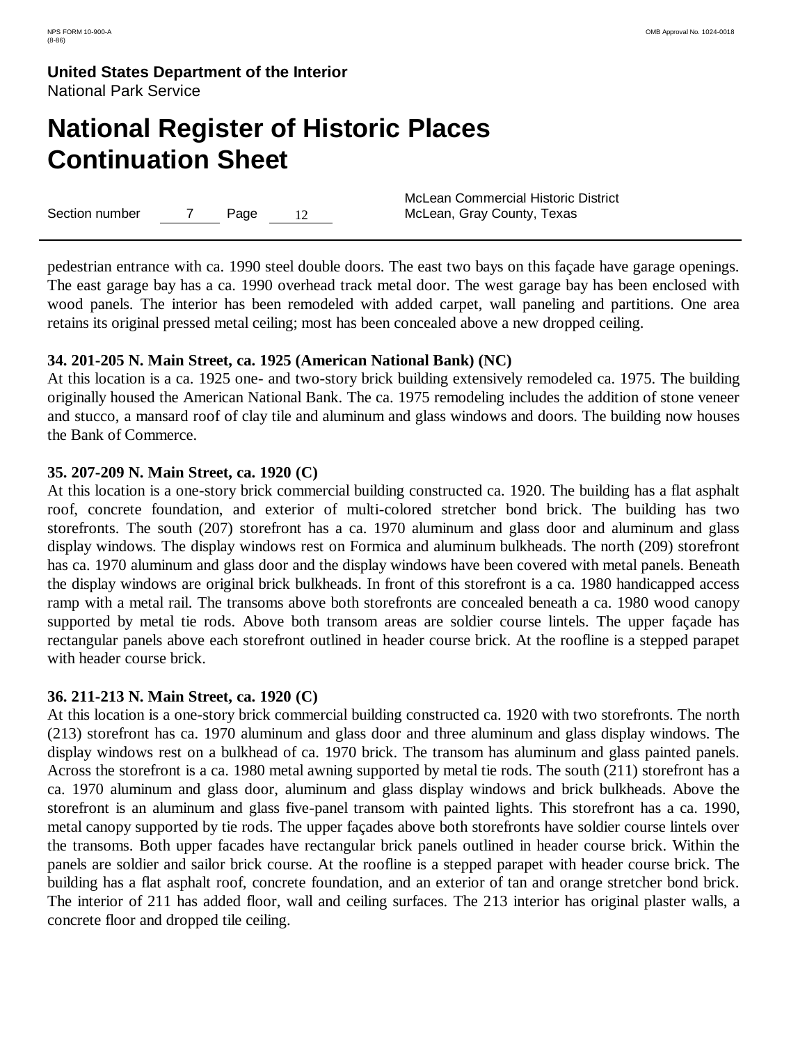pedestrian entrance with ca. 1990 steel double doors. The east two bays on this façade have garage openings. The east garage bay has a ca. 1990 overhead track metal door. The west garage bay has been enclosed with wood panels. The interior has been remodeled with added carpet, wall paneling and partitions. One area retains its original pressed metal ceiling; most has been concealed above a new dropped ceiling.

**34. 201-205 N. Main Street, ca. 1925 (American National Bank) (NC)**

At this location is a ca. 1925 one- and two-story brick building extensively remodeled ca. 1975. The building originally housed the American National Bank. The ca. 1975 remodeling includes the addition of stone veneer and stucco, a mansard roof of clay tile and aluminum and glass windows and doors. The building now houses the Bank of Commerce.

**35. 207-209 N. Main Street, ca. 1920 (C)**

At this location is a one-story brick commercial building constructed ca. 1920. The building has a flat asphalt roof, concrete foundation, and exterior of multi-colored stretcher bond brick. The building has two storefronts. The south (207) storefront has a ca. 1970 aluminum and glass door and aluminum and glass display windows. The display windows rest on Formica and aluminum bulkheads. The north (209) storefront has ca. 1970 aluminum and glass door and the display windows have been covered with metal panels. Beneath the display windows are original brick bulkheads. In front of this storefront is a ca. 1980 handicapped access ramp with a metal rail. The transoms above both storefronts are concealed beneath a ca. 1980 wood canopy supported by metal tie rods. Above both transom areas are soldier course lintels. The upper façade has rectangular panels above each storefront outlined in header course brick. At the roofline is a stepped parapet with header course brick.

**36. 211-213 N. Main Street, ca. 1920 (C)**

At this location is a one-story brick commercial building constructed ca. 1920 with two storefronts. The north (213) storefront has ca. 1970 aluminum and glass door and three aluminum and glass display windows. The display windows rest on a bulkhead of ca. 1970 brick. The transom has aluminum and glass painted panels. Across the storefront is a ca. 1980 metal awning supported by metal tie rods. The south (211) storefront has a ca. 1970 aluminum and glass door, aluminum and glass display windows and brick bulkheads. Above the storefront is an aluminum and glass five-panel transom with painted lights. This storefront has a ca. 1990, metal canopy supported by tie rods. The upper façades above both storefronts have soldier course lintels over the transoms. Both upper facades have rectangular brick panels outlined in header course brick. Within the panels are soldier and sailor brick course. At the roofline is a stepped parapet with header course brick. The building has a flat asphalt roof, concrete foundation, and an exterior of tan and orange stretcher bond brick. The interior of 211 has added floor, wall and ceiling surfaces. The 213 interior has original plaster walls, a concrete floor and dropped tile ceiling.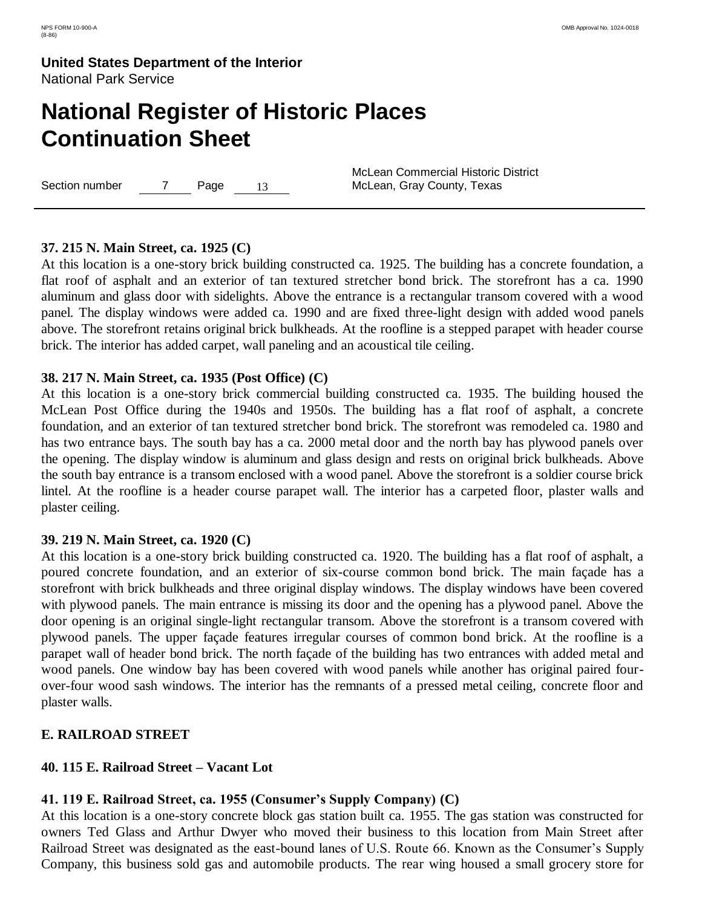**37. 215 N. Main Street, ca. 1925 (C)**

At this location is a one-story brick building constructed ca. 1925. The building has a concrete foundation, a flat roof of asphalt and an exterior of tan textured stretcher bond brick. The storefront has a ca. 1990 aluminum and glass door with sidelights. Above the entrance is a rectangular transom covered with a wood panel. The display windows were added ca. 1990 and are fixed three-light design with added wood panels above. The storefront retains original brick bulkheads. At the roofline is a stepped parapet with header course brick. The interior has added carpet, wall paneling and an acoustical tile ceiling.

**38. 217 N. Main Street, ca. 1935 (Post Office) (C)**

At this location is a one-story brick commercial building constructed ca. 1935. The building housed the McLean Post Office during the 1940s and 1950s. The building has a flat roof of asphalt, a concrete foundation, and an exterior of tan textured stretcher bond brick. The storefront was remodeled ca. 1980 and has two entrance bays. The south bay has a ca. 2000 metal door and the north bay has plywood panels over the opening. The display window is aluminum and glass design and rests on original brick bulkheads. Above the south bay entrance is a transom enclosed with a wood panel. Above the storefront is a soldier course brick lintel. At the roofline is a header course parapet wall. The interior has a carpeted floor, plaster walls and plaster ceiling.

**39. 219 N. Main Street, ca. 1920 (C)**

At this location is a one-story brick building constructed ca. 1920. The building has a flat roof of asphalt, a poured concrete foundation, and an exterior of six-course common bond brick. The main façade has a storefront with brick bulkheads and three original display windows. The display windows have been covered with plywood panels. The main entrance is missing its door and the opening has a plywood panel. Above the door opening is an original single-light rectangular transom. Above the storefront is a transom covered with plywood panels. The upper façade features irregular courses of common bond brick. At the roofline is a parapet wall of header bond brick. The north façade of the building has two entrances with added metal and wood panels. One window bay has been covered with wood panels while another has original paired four-over-four wood sash windows. The interior has the remnants of a pressed metal ceiling, concrete floor and plaster walls.

**E. RAILROAD STREET**

**40. 115 E. Railroad Street – Vacant Lot**

**41. 119 E. Railroad Street, ca. 1955 (Consumer's Supply Company) (C)**

At this location is a one-story concrete block gas station built ca. 1955. The gas station was constructed for owners Ted Glass and Arthur Dwyer who moved their business to this location from Main Street after Railroad Street was designated as the east-bound lanes of U.S. Route 66. Known as the Consumer's Supply Company, this business sold gas and automobile products. The rear wing housed a small grocery store for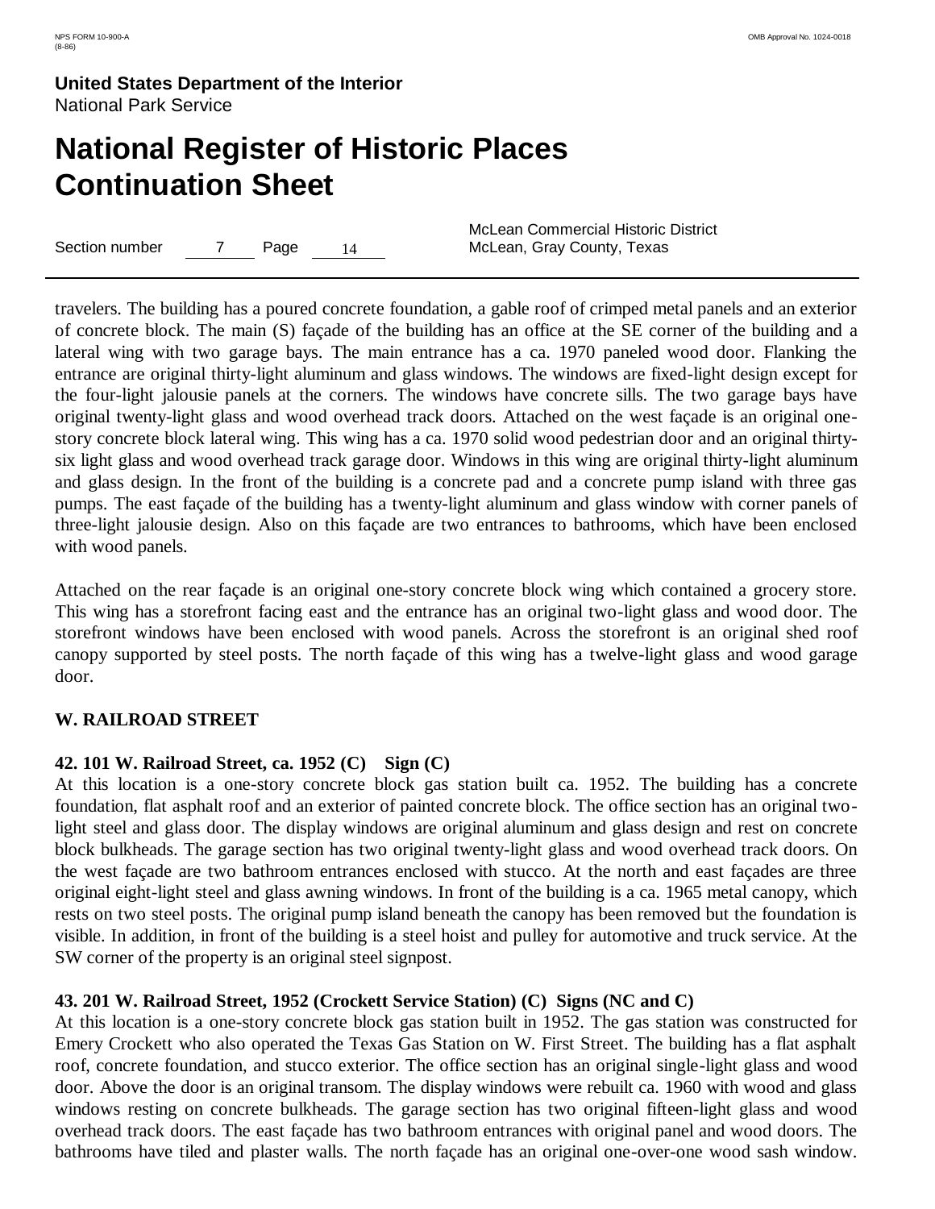travelers. The building has a poured concrete foundation, a gable roof of crimped metal panels and an exterior of concrete block. The main (S) façade of the building has an office at the SE corner of the building and a lateral wing with two garage bays. The main entrance has a ca. 1970 paneled wood door. Flanking the entrance are original thirty-light aluminum and glass windows. The windows are fixed-light design except for the four-light jalousie panels at the corners. The windows have concrete sills. The two garage bays have original twenty-light glass and wood overhead track doors. Attached on the west façade is an original one-story concrete block lateral wing. This wing has a ca. 1970 solid wood pedestrian door and an original thirty-six light glass and wood overhead track garage door. Windows in this wing are original thirty-light aluminum and glass design. In the front of the building is a concrete pad and a concrete pump island with three gas pumps. The east façade of the building has a twenty-light aluminum and glass window with corner panels of three-light jalousie design. Also on this façade are two entrances to bathrooms, which have been enclosed with wood panels.

Attached on the rear façade is an original one-story concrete block wing which contained a grocery store. This wing has a storefront facing east and the entrance has an original two-light glass and wood door. The storefront windows have been enclosed with wood panels. Across the storefront is an original shed roof canopy supported by steel posts. The north façade of this wing has a twelve-light glass and wood garage door.

## W. RAILROAD STREET

### 42. 101 W. Railroad Street, ca. 1952 (C) Sign (C)

At this location is a one-story concrete block gas station built ca. 1952. The building has a concrete foundation, flat asphalt roof and an exterior of painted concrete block. The office section has an original two-light steel and glass door. The display windows are original aluminum and glass design and rest on concrete block bulkheads. The garage section has two original twenty-light glass and wood overhead track doors. On the west façade are two bathroom entrances enclosed with stucco. At the north and east façades are three original eight-light steel and glass awning windows. In front of the building is a ca. 1965 metal canopy, which rests on two steel posts. The original pump island beneath the canopy has been removed but the foundation is visible. In addition, in front of the building is a steel hoist and pulley for automotive and truck service. At the SW corner of the property is an original steel signpost.

### 43. 201 W. Railroad Street, 1952 (Crockett Service Station) (C) Signs (NC and C)

At this location is a one-story concrete block gas station built in 1952. The gas station was constructed for Emery Crockett who also operated the Texas Gas Station on W. First Street. The building has a flat asphalt roof, concrete foundation, and stucco exterior. The office section has an original single-light glass and wood door. Above the door is an original transom. The display windows were rebuilt ca. 1960 with wood and glass windows resting on concrete bulkheads. The garage section has two original fifteen-light glass and wood overhead track doors. The east façade has two bathroom entrances with original panel and wood doors. The bathrooms have tiled and plaster walls. The north façade has an original one-over-one wood sash window.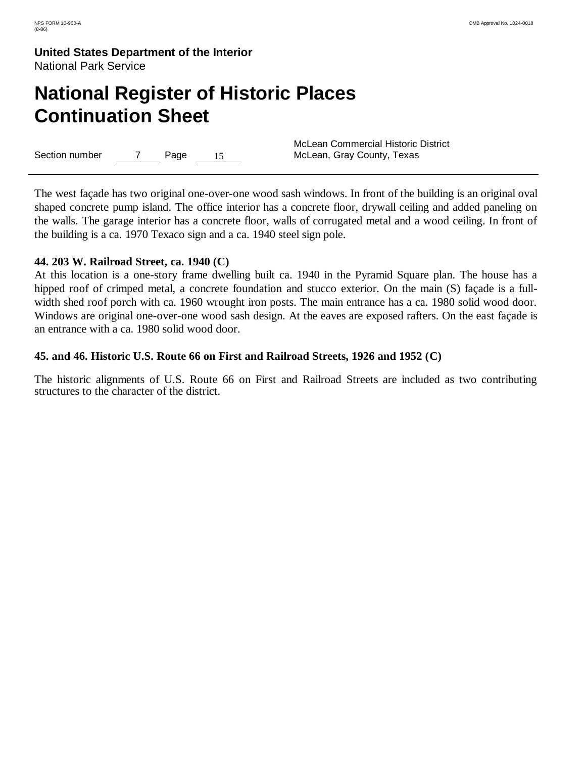The west façade has two original one-over-one wood sash windows. In front of the building is an original oval shaped concrete pump island. The office interior has a concrete floor, drywall ceiling and added paneling on the walls. The garage interior has a concrete floor, walls of corrugated metal and a wood ceiling. In front of the building is a ca. 1970 Texaco sign and a ca. 1940 steel sign pole.

**44. 203 W. Railroad Street, ca. 1940 (C)**
At this location is a one-story frame dwelling built ca. 1940 in the Pyramid Square plan. The house has a hipped roof of crimped metal, a concrete foundation and stucco exterior. On the main (S) façade is a full-width shed roof porch with ca. 1960 wrought iron posts. The main entrance has a ca. 1980 solid wood door. Windows are original one-over-one wood sash design. At the eaves are exposed rafters. On the east façade is an entrance with a ca. 1980 solid wood door.

**45. and 46. Historic U.S. Route 66 on First and Railroad Streets, 1926 and 1952 (C)**

The historic alignments of U.S. Route 66 on First and Railroad Streets are included as two contributing structures to the character of the district.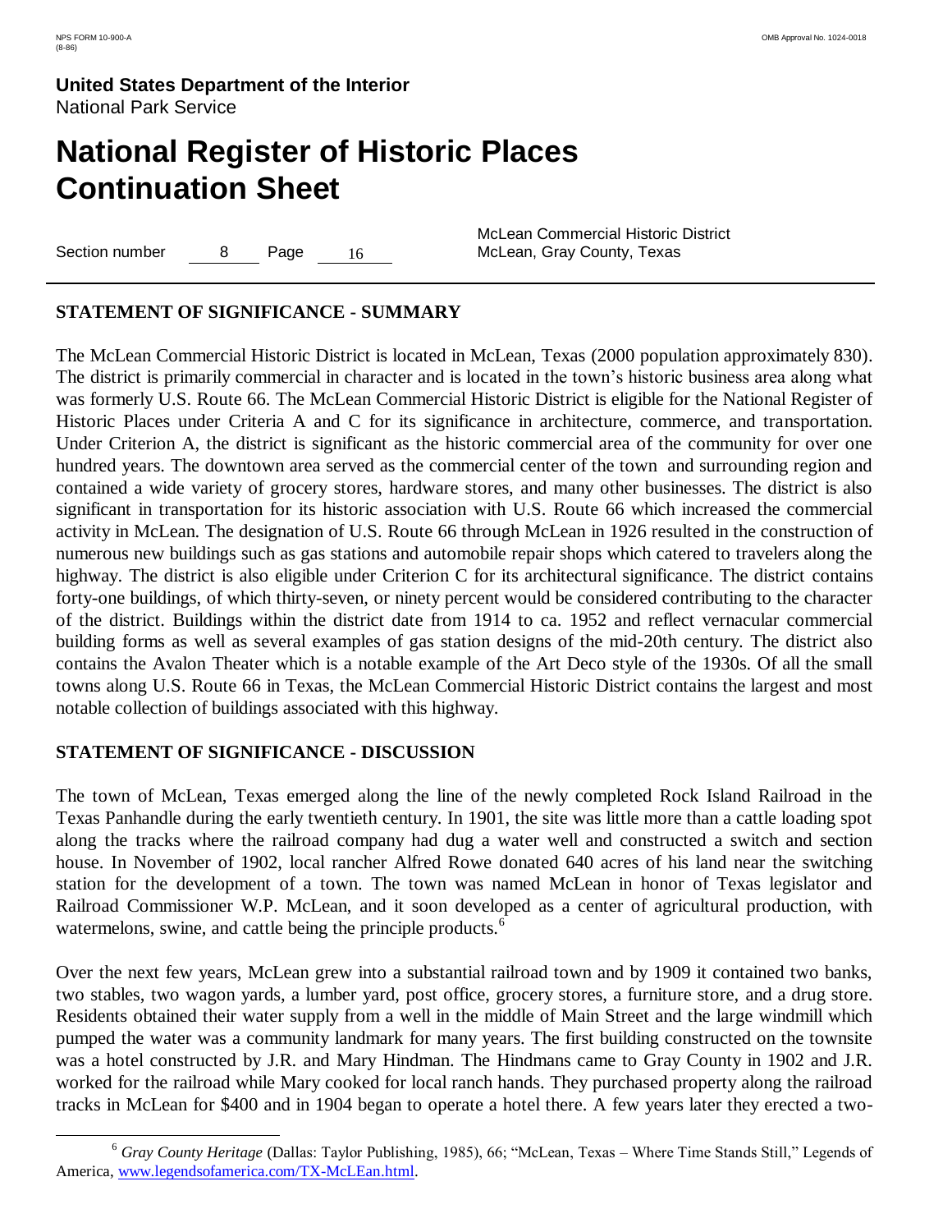**United States Department of the Interior**
National Park Service

# National Register of Historic Places Continuation Sheet

Section number 8 Page 16

McLean Commercial Historic District
McLean, Gray County, Texas

## STATEMENT OF SIGNIFICANCE - SUMMARY

The McLean Commercial Historic District is located in McLean, Texas (2000 population approximately 830). The district is primarily commercial in character and is located in the town's historic business area along what was formerly U.S. Route 66. The McLean Commercial Historic District is eligible for the National Register of Historic Places under Criteria A and C for its significance in architecture, commerce, and transportation. Under Criterion A, the district is significant as the historic commercial area of the community for over one hundred years. The downtown area served as the commercial center of the town and surrounding region and contained a wide variety of grocery stores, hardware stores, and many other businesses. The district is also significant in transportation for its historic association with U.S. Route 66 which increased the commercial activity in McLean. The designation of U.S. Route 66 through McLean in 1926 resulted in the construction of numerous new buildings such as gas stations and automobile repair shops which catered to travelers along the highway. The district is also eligible under Criterion C for its architectural significance. The district contains forty-one buildings, of which thirty-seven, or ninety percent would be considered contributing to the character of the district. Buildings within the district date from 1914 to ca. 1952 and reflect vernacular commercial building forms as well as several examples of gas station designs of the mid-20th century. The district also contains the Avalon Theater which is a notable example of the Art Deco style of the 1930s. Of all the small towns along U.S. Route 66 in Texas, the McLean Commercial Historic District contains the largest and most notable collection of buildings associated with this highway.

## STATEMENT OF SIGNIFICANCE - DISCUSSION

The town of McLean, Texas emerged along the line of the newly completed Rock Island Railroad in the Texas Panhandle during the early twentieth century. In 1901, the site was little more than a cattle loading spot along the tracks where the railroad company had dug a water well and constructed a switch and section house. In November of 1902, local rancher Alfred Rowe donated 640 acres of his land near the switching station for the development of a town. The town was named McLean in honor of Texas legislator and Railroad Commissioner W.P. McLean, and it soon developed as a center of agricultural production, with watermelons, swine, and cattle being the principle products.[6]

Over the next few years, McLean grew into a substantial railroad town and by 1909 it contained two banks, two stables, two wagon yards, a lumber yard, post office, grocery stores, a furniture store, and a drug store. Residents obtained their water supply from a well in the middle of Main Street and the large windmill which pumped the water was a community landmark for many years. The first building constructed on the townsite was a hotel constructed by J.R. and Mary Hindman. The Hindmans came to Gray County in 1902 and J.R. worked for the railroad while Mary cooked for local ranch hands. They purchased property along the railroad tracks in McLean for $400 and in 1904 began to operate a hotel there. A few years later they erected a two-

[6] *Gray County Heritage* (Dallas: Taylor Publishing, 1985), 66; "McLean, Texas – Where Time Stands Still," Legends of America, www.legendsofamerica.com/TX-McLEan.html.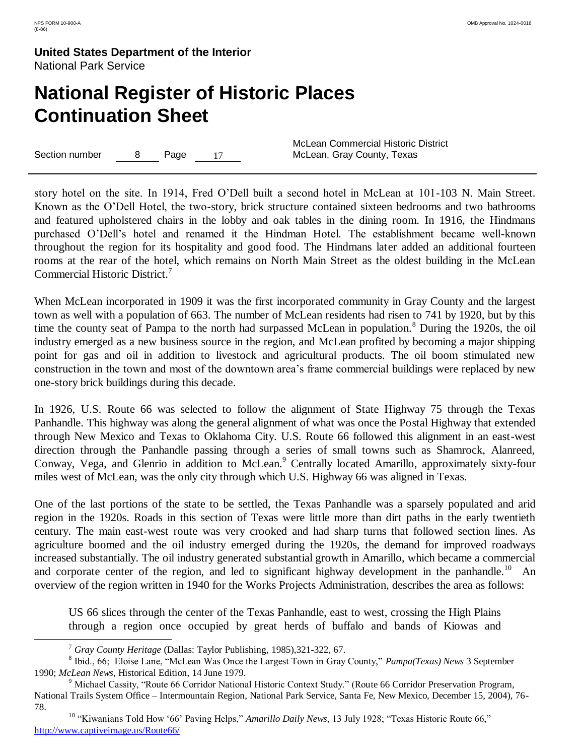story hotel on the site. In 1914, Fred O'Dell built a second hotel in McLean at 101-103 N. Main Street. Known as the O'Dell Hotel, the two-story, brick structure contained sixteen bedrooms and two bathrooms and featured upholstered chairs in the lobby and oak tables in the dining room. In 1916, the Hindmans purchased O'Dell's hotel and renamed it the Hindman Hotel. The establishment became well-known throughout the region for its hospitality and good food. The Hindmans later added an additional fourteen rooms at the rear of the hotel, which remains on North Main Street as the oldest building in the McLean Commercial Historic District.[7]

When McLean incorporated in 1909 it was the first incorporated community in Gray County and the largest town as well with a population of 663. The number of McLean residents had risen to 741 by 1920, but by this time the county seat of Pampa to the north had surpassed McLean in population.[8] During the 1920s, the oil industry emerged as a new business source in the region, and McLean profited by becoming a major shipping point for gas and oil in addition to livestock and agricultural products. The oil boom stimulated new construction in the town and most of the downtown area's frame commercial buildings were replaced by new one-story brick buildings during this decade.

In 1926, U.S. Route 66 was selected to follow the alignment of State Highway 75 through the Texas Panhandle. This highway was along the general alignment of what was once the Postal Highway that extended through New Mexico and Texas to Oklahoma City. U.S. Route 66 followed this alignment in an east-west direction through the Panhandle passing through a series of small towns such as Shamrock, Alanreed, Conway, Vega, and Glenrio in addition to McLean.[9] Centrally located Amarillo, approximately sixty-four miles west of McLean, was the only city through which U.S. Highway 66 was aligned in Texas.

One of the last portions of the state to be settled, the Texas Panhandle was a sparsely populated and arid region in the 1920s. Roads in this section of Texas were little more than dirt paths in the early twentieth century. The main east-west route was very crooked and had sharp turns that followed section lines. As agriculture boomed and the oil industry emerged during the 1920s, the demand for improved roadways increased substantially. The oil industry generated substantial growth in Amarillo, which became a commercial and corporate center of the region, and led to significant highway development in the panhandle.[10] An overview of the region written in 1940 for the Works Projects Administration, describes the area as follows:

> US 66 slices through the center of the Texas Panhandle, east to west, crossing the High Plains through a region once occupied by great herds of buffalo and bands of Kiowas and

---

[7] *Gray County Heritage* (Dallas: Taylor Publishing, 1985),321-322, 67.

[8] Ibid., 66; Eloise Lane, "McLean Was Once the Largest Town in Gray County," *Pampa(Texas) News* 3 September 1990; *McLean News*, Historical Edition, 14 June 1979.

[9] Michael Cassity, "Route 66 Corridor National Historic Context Study." (Route 66 Corridor Preservation Program, National Trails System Office – Intermountain Region, National Park Service, Santa Fe, New Mexico, December 15, 2004), 76-78.

[10] "Kiwanians Told How '66' Paving Helps," *Amarillo Daily News*, 13 July 1928; "Texas Historic Route 66," http://www.captiveimage.us/Route66/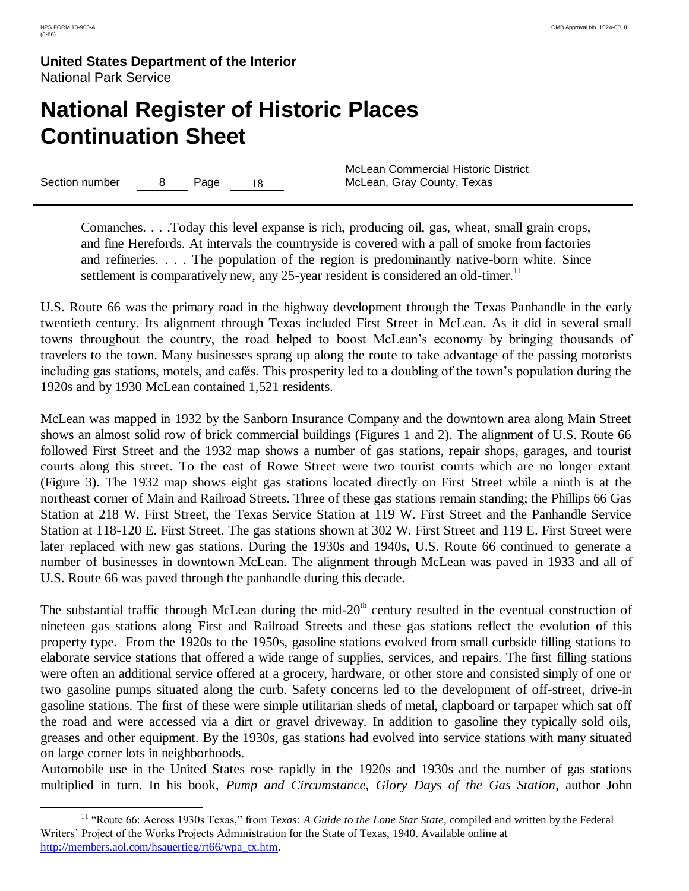> Comanches. . . .Today this level expanse is rich, producing oil, gas, wheat, small grain crops, and fine Herefords. At intervals the countryside is covered with a pall of smoke from factories and refineries. . . . The population of the region is predominantly native-born white. Since settlement is comparatively new, any 25-year resident is considered an old-timer.[11]

U.S. Route 66 was the primary road in the highway development through the Texas Panhandle in the early twentieth century. Its alignment through Texas included First Street in McLean. As it did in several small towns throughout the country, the road helped to boost McLean's economy by bringing thousands of travelers to the town. Many businesses sprang up along the route to take advantage of the passing motorists including gas stations, motels, and cafés. This prosperity led to a doubling of the town's population during the 1920s and by 1930 McLean contained 1,521 residents.

McLean was mapped in 1932 by the Sanborn Insurance Company and the downtown area along Main Street shows an almost solid row of brick commercial buildings (Figures 1 and 2). The alignment of U.S. Route 66 followed First Street and the 1932 map shows a number of gas stations, repair shops, garages, and tourist courts along this street. To the east of Rowe Street were two tourist courts which are no longer extant (Figure 3). The 1932 map shows eight gas stations located directly on First Street while a ninth is at the northeast corner of Main and Railroad Streets. Three of these gas stations remain standing; the Phillips 66 Gas Station at 218 W. First Street, the Texas Service Station at 119 W. First Street and the Panhandle Service Station at 118-120 E. First Street. The gas stations shown at 302 W. First Street and 119 E. First Street were later replaced with new gas stations. During the 1930s and 1940s, U.S. Route 66 continued to generate a number of businesses in downtown McLean. The alignment through McLean was paved in 1933 and all of U.S. Route 66 was paved through the panhandle during this decade.

The substantial traffic through McLean during the mid-20th century resulted in the eventual construction of nineteen gas stations along First and Railroad Streets and these gas stations reflect the evolution of this property type. From the 1920s to the 1950s, gasoline stations evolved from small curbside filling stations to elaborate service stations that offered a wide range of supplies, services, and repairs. The first filling stations were often an additional service offered at a grocery, hardware, or other store and consisted simply of one or two gasoline pumps situated along the curb. Safety concerns led to the development of off-street, drive-in gasoline stations. The first of these were simple utilitarian sheds of metal, clapboard or tarpaper which sat off the road and were accessed via a dirt or gravel driveway. In addition to gasoline they typically sold oils, greases and other equipment. By the 1930s, gas stations had evolved into service stations with many situated on large corner lots in neighborhoods.

Automobile use in the United States rose rapidly in the 1920s and 1930s and the number of gas stations multiplied in turn. In his book, *Pump and Circumstance, Glory Days of the Gas Station*, author John

---

[11] "Route 66: Across 1930s Texas," from *Texas: A Guide to the Lone Star State*, compiled and written by the Federal Writers' Project of the Works Projects Administration for the State of Texas, 1940. Available online at http://members.aol.com/hsauertieg/rt66/wpa_tx.htm.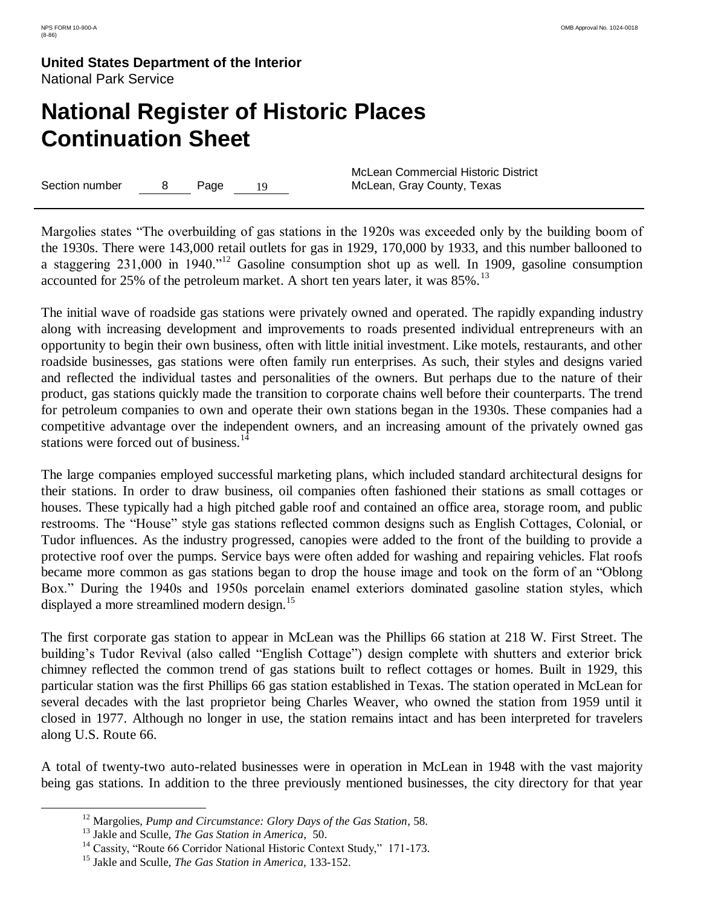Margolies states "The overbuilding of gas stations in the 1920s was exceeded only by the building boom of the 1930s. There were 143,000 retail outlets for gas in 1929, 170,000 by 1933, and this number ballooned to a staggering 231,000 in 1940."[12] Gasoline consumption shot up as well. In 1909, gasoline consumption accounted for 25% of the petroleum market. A short ten years later, it was 85%.[13]

The initial wave of roadside gas stations were privately owned and operated. The rapidly expanding industry along with increasing development and improvements to roads presented individual entrepreneurs with an opportunity to begin their own business, often with little initial investment. Like motels, restaurants, and other roadside businesses, gas stations were often family run enterprises. As such, their styles and designs varied and reflected the individual tastes and personalities of the owners. But perhaps due to the nature of their product, gas stations quickly made the transition to corporate chains well before their counterparts. The trend for petroleum companies to own and operate their own stations began in the 1930s. These companies had a competitive advantage over the independent owners, and an increasing amount of the privately owned gas stations were forced out of business.[14]

The large companies employed successful marketing plans, which included standard architectural designs for their stations. In order to draw business, oil companies often fashioned their stations as small cottages or houses. These typically had a high pitched gable roof and contained an office area, storage room, and public restrooms. The "House" style gas stations reflected common designs such as English Cottages, Colonial, or Tudor influences. As the industry progressed, canopies were added to the front of the building to provide a protective roof over the pumps. Service bays were often added for washing and repairing vehicles. Flat roofs became more common as gas stations began to drop the house image and took on the form of an "Oblong Box." During the 1940s and 1950s porcelain enamel exteriors dominated gasoline station styles, which displayed a more streamlined modern design.[15]

The first corporate gas station to appear in McLean was the Phillips 66 station at 218 W. First Street. The building's Tudor Revival (also called "English Cottage") design complete with shutters and exterior brick chimney reflected the common trend of gas stations built to reflect cottages or homes. Built in 1929, this particular station was the first Phillips 66 gas station established in Texas. The station operated in McLean for several decades with the last proprietor being Charles Weaver, who owned the station from 1959 until it closed in 1977. Although no longer in use, the station remains intact and has been interpreted for travelers along U.S. Route 66.

A total of twenty-two auto-related businesses were in operation in McLean in 1948 with the vast majority being gas stations. In addition to the three previously mentioned businesses, the city directory for that year

[12] Margolies, *Pump and Circumstance: Glory Days of the Gas Station*, 58.
[13] Jakle and Sculle, *The Gas Station in America*, 50.
[14] Cassity, "Route 66 Corridor National Historic Context Study," 171-173.
[15] Jakle and Sculle, *The Gas Station in America*, 133-152.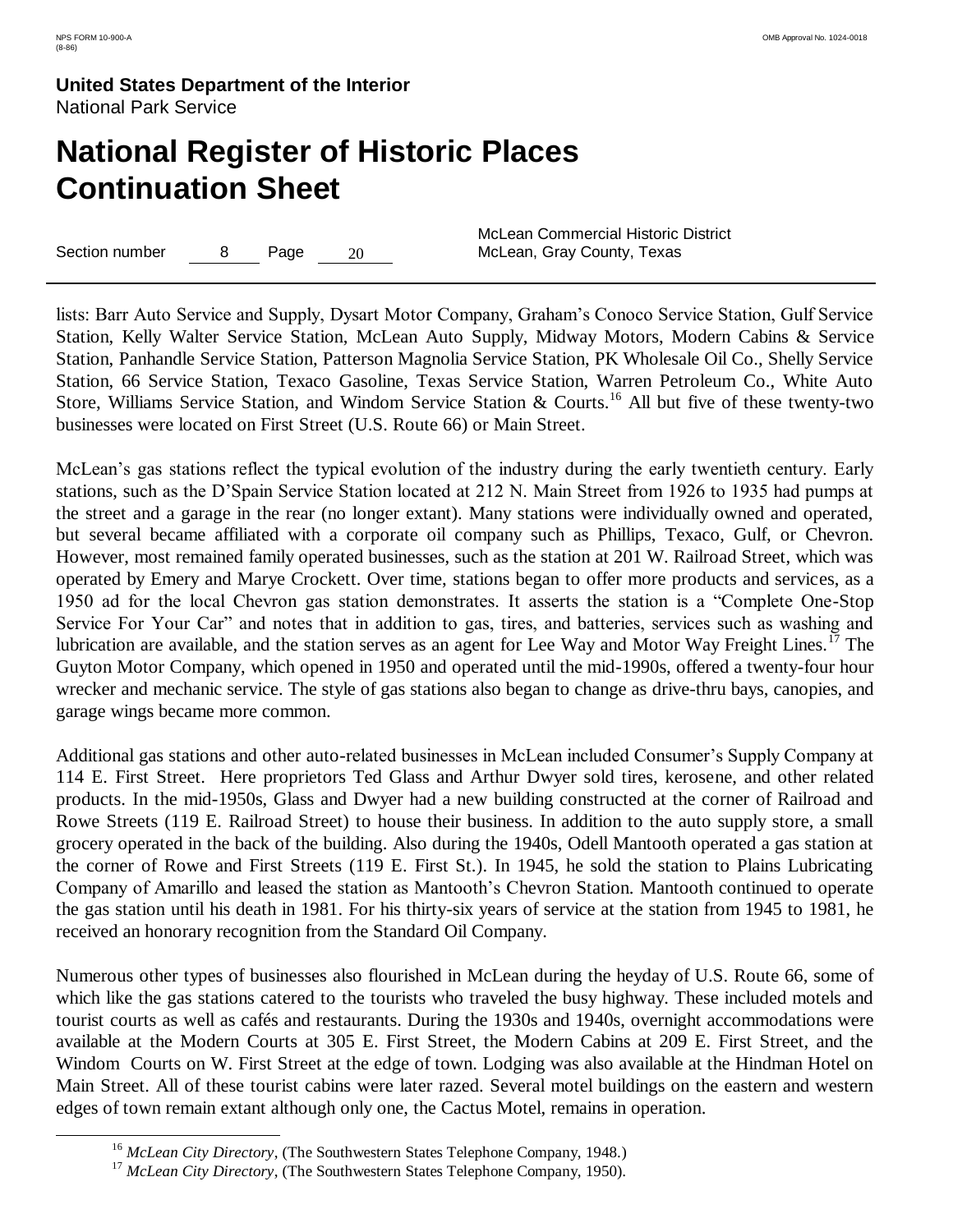lists: Barr Auto Service and Supply, Dysart Motor Company, Graham's Conoco Service Station, Gulf Service Station, Kelly Walter Service Station, McLean Auto Supply, Midway Motors, Modern Cabins & Service Station, Panhandle Service Station, Patterson Magnolia Service Station, PK Wholesale Oil Co., Shelly Service Station, 66 Service Station, Texaco Gasoline, Texas Service Station, Warren Petroleum Co., White Auto Store, Williams Service Station, and Windom Service Station & Courts.[16] All but five of these twenty-two businesses were located on First Street (U.S. Route 66) or Main Street.

McLean's gas stations reflect the typical evolution of the industry during the early twentieth century. Early stations, such as the D'Spain Service Station located at 212 N. Main Street from 1926 to 1935 had pumps at the street and a garage in the rear (no longer extant). Many stations were individually owned and operated, but several became affiliated with a corporate oil company such as Phillips, Texaco, Gulf, or Chevron. However, most remained family operated businesses, such as the station at 201 W. Railroad Street, which was operated by Emery and Marye Crockett. Over time, stations began to offer more products and services, as a 1950 ad for the local Chevron gas station demonstrates. It asserts the station is a "Complete One-Stop Service For Your Car" and notes that in addition to gas, tires, and batteries, services such as washing and lubrication are available, and the station serves as an agent for Lee Way and Motor Way Freight Lines.[17] The Guyton Motor Company, which opened in 1950 and operated until the mid-1990s, offered a twenty-four hour wrecker and mechanic service. The style of gas stations also began to change as drive-thru bays, canopies, and garage wings became more common.

Additional gas stations and other auto-related businesses in McLean included Consumer's Supply Company at 114 E. First Street. Here proprietors Ted Glass and Arthur Dwyer sold tires, kerosene, and other related products. In the mid-1950s, Glass and Dwyer had a new building constructed at the corner of Railroad and Rowe Streets (119 E. Railroad Street) to house their business. In addition to the auto supply store, a small grocery operated in the back of the building. Also during the 1940s, Odell Mantooth operated a gas station at the corner of Rowe and First Streets (119 E. First St.). In 1945, he sold the station to Plains Lubricating Company of Amarillo and leased the station as Mantooth's Chevron Station. Mantooth continued to operate the gas station until his death in 1981. For his thirty-six years of service at the station from 1945 to 1981, he received an honorary recognition from the Standard Oil Company.

Numerous other types of businesses also flourished in McLean during the heyday of U.S. Route 66, some of which like the gas stations catered to the tourists who traveled the busy highway. These included motels and tourist courts as well as cafés and restaurants. During the 1930s and 1940s, overnight accommodations were available at the Modern Courts at 305 E. First Street, the Modern Cabins at 209 E. First Street, and the Windom Courts on W. First Street at the edge of town. Lodging was also available at the Hindman Hotel on Main Street. All of these tourist cabins were later razed. Several motel buildings on the eastern and western edges of town remain extant although only one, the Cactus Motel, remains in operation.

[16] *McLean City Directory*, (The Southwestern States Telephone Company, 1948.)

[17] *McLean City Directory*, (The Southwestern States Telephone Company, 1950).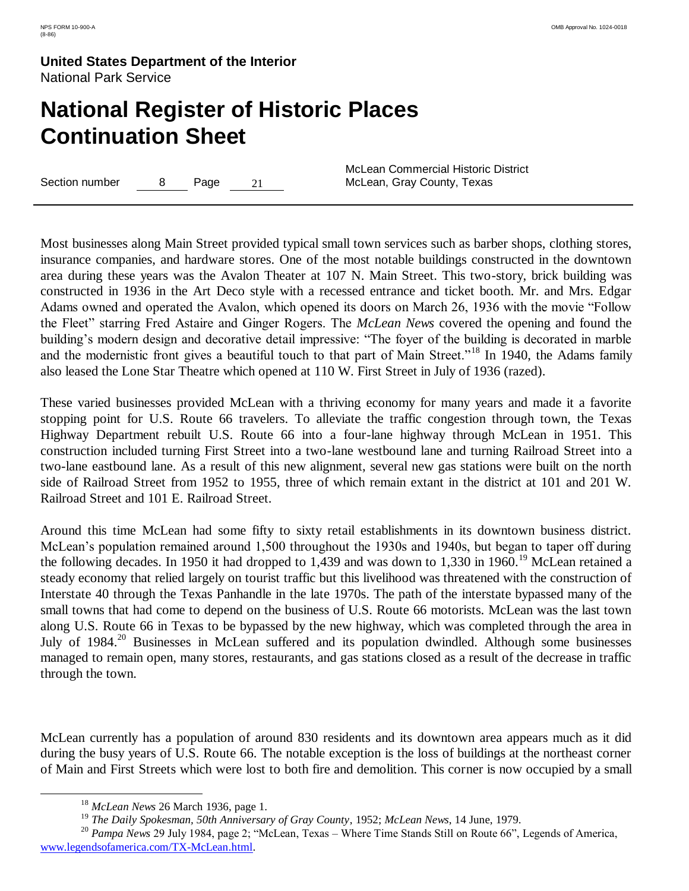Most businesses along Main Street provided typical small town services such as barber shops, clothing stores, insurance companies, and hardware stores. One of the most notable buildings constructed in the downtown area during these years was the Avalon Theater at 107 N. Main Street. This two-story, brick building was constructed in 1936 in the Art Deco style with a recessed entrance and ticket booth. Mr. and Mrs. Edgar Adams owned and operated the Avalon, which opened its doors on March 26, 1936 with the movie "Follow the Fleet" starring Fred Astaire and Ginger Rogers. The *McLean News* covered the opening and found the building's modern design and decorative detail impressive: "The foyer of the building is decorated in marble and the modernistic front gives a beautiful touch to that part of Main Street."[18] In 1940, the Adams family also leased the Lone Star Theatre which opened at 110 W. First Street in July of 1936 (razed).

These varied businesses provided McLean with a thriving economy for many years and made it a favorite stopping point for U.S. Route 66 travelers. To alleviate the traffic congestion through town, the Texas Highway Department rebuilt U.S. Route 66 into a four-lane highway through McLean in 1951. This construction included turning First Street into a two-lane westbound lane and turning Railroad Street into a two-lane eastbound lane. As a result of this new alignment, several new gas stations were built on the north side of Railroad Street from 1952 to 1955, three of which remain extant in the district at 101 and 201 W. Railroad Street and 101 E. Railroad Street.

Around this time McLean had some fifty to sixty retail establishments in its downtown business district. McLean's population remained around 1,500 throughout the 1930s and 1940s, but began to taper off during the following decades. In 1950 it had dropped to 1,439 and was down to 1,330 in 1960.[19] McLean retained a steady economy that relied largely on tourist traffic but this livelihood was threatened with the construction of Interstate 40 through the Texas Panhandle in the late 1970s. The path of the interstate bypassed many of the small towns that had come to depend on the business of U.S. Route 66 motorists. McLean was the last town along U.S. Route 66 in Texas to be bypassed by the new highway, which was completed through the area in July of 1984.[20] Businesses in McLean suffered and its population dwindled. Although some businesses managed to remain open, many stores, restaurants, and gas stations closed as a result of the decrease in traffic through the town.

McLean currently has a population of around 830 residents and its downtown area appears much as it did during the busy years of U.S. Route 66. The notable exception is the loss of buildings at the northeast corner of Main and First Streets which were lost to both fire and demolition. This corner is now occupied by a small

---

[18] *McLean News* 26 March 1936, page 1.

[19] *The Daily Spokesman, 50th Anniversary of Gray County*, 1952; *McLean News*, 14 June, 1979.

[20] *Pampa News* 29 July 1984, page 2; "McLean, Texas – Where Time Stands Still on Route 66", Legends of America, www.legendsofamerica.com/TX-McLean.html.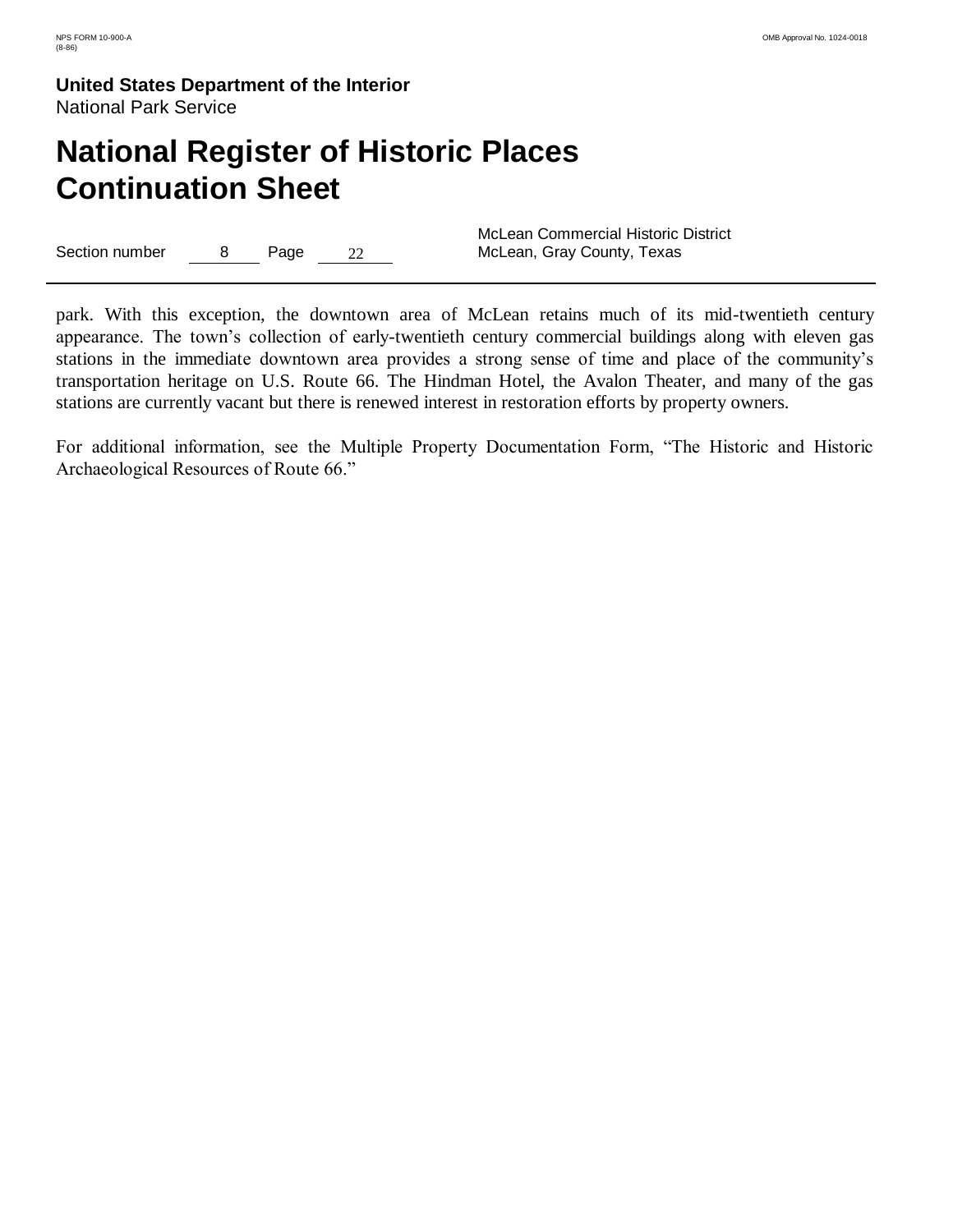park. With this exception, the downtown area of McLean retains much of its mid-twentieth century appearance. The town's collection of early-twentieth century commercial buildings along with eleven gas stations in the immediate downtown area provides a strong sense of time and place of the community's transportation heritage on U.S. Route 66. The Hindman Hotel, the Avalon Theater, and many of the gas stations are currently vacant but there is renewed interest in restoration efforts by property owners.

For additional information, see the Multiple Property Documentation Form, "The Historic and Historic Archaeological Resources of Route 66."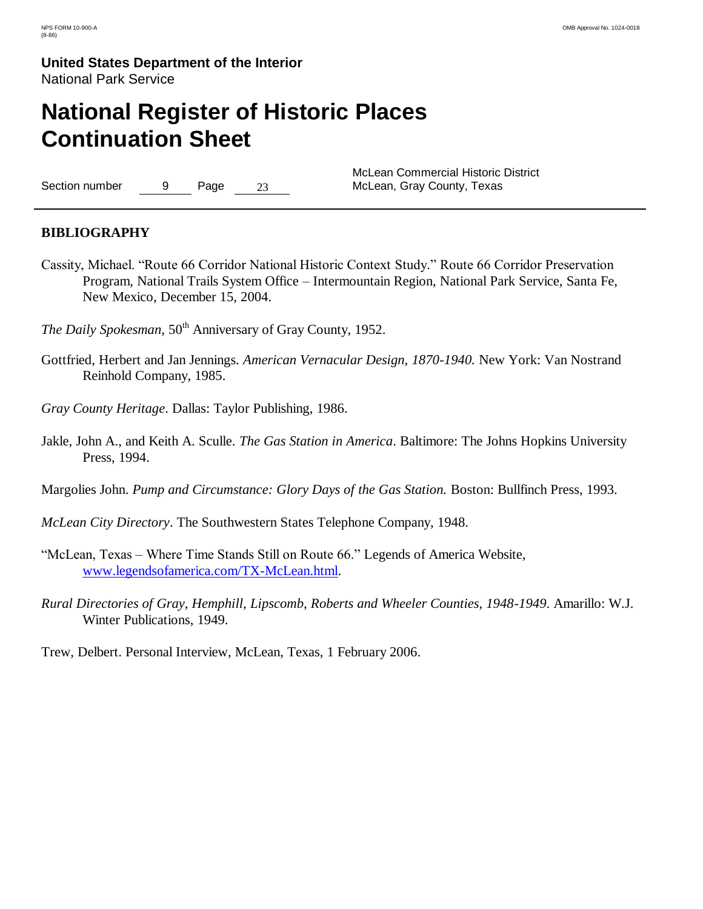## BIBLIOGRAPHY

Cassity, Michael. "Route 66 Corridor National Historic Context Study." Route 66 Corridor Preservation Program, National Trails System Office – Intermountain Region, National Park Service, Santa Fe, New Mexico, December 15, 2004.

*The Daily Spokesman*, 50th Anniversary of Gray County, 1952.

Gottfried, Herbert and Jan Jennings. *American Vernacular Design, 1870-1940.* New York: Van Nostrand Reinhold Company, 1985.

*Gray County Heritage*. Dallas: Taylor Publishing, 1986.

Jakle, John A., and Keith A. Sculle. *The Gas Station in America*. Baltimore: The Johns Hopkins University Press, 1994.

Margolies John. *Pump and Circumstance: Glory Days of the Gas Station.* Boston: Bullfinch Press, 1993.

*McLean City Directory*. The Southwestern States Telephone Company, 1948.

"McLean, Texas – Where Time Stands Still on Route 66." Legends of America Website, www.legendsofamerica.com/TX-McLean.html.

*Rural Directories of Gray, Hemphill, Lipscomb, Roberts and Wheeler Counties, 1948-1949*. Amarillo: W.J. Winter Publications, 1949.

Trew, Delbert. Personal Interview, McLean, Texas, 1 February 2006.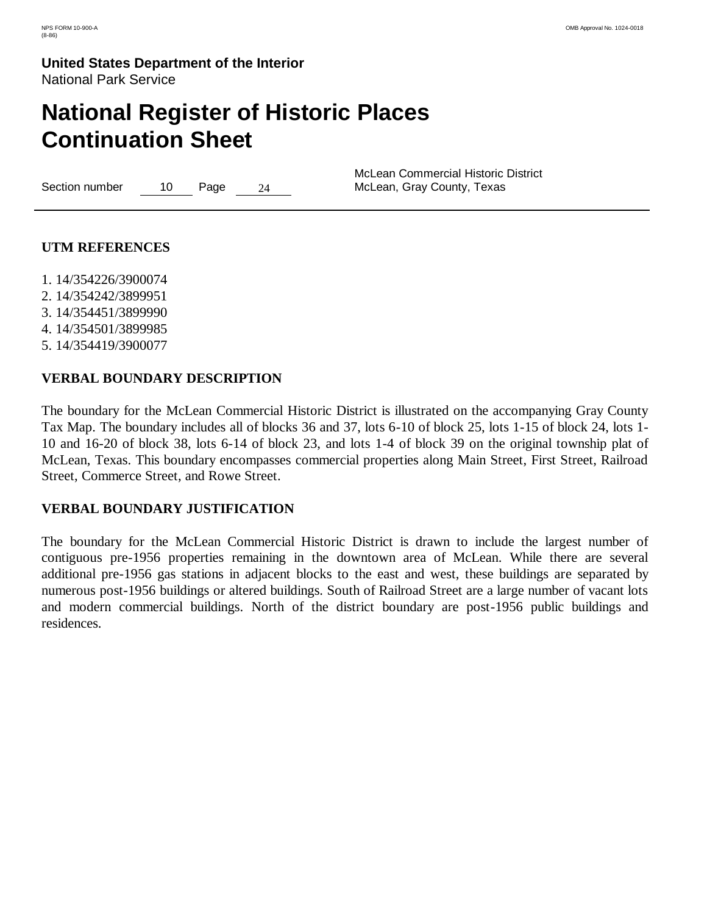## UTM REFERENCES

1. 14/354226/3900074
2. 14/354242/3899951
3. 14/354451/3899990
4. 14/354501/3899985
5. 14/354419/3900077

## VERBAL BOUNDARY DESCRIPTION

The boundary for the McLean Commercial Historic District is illustrated on the accompanying Gray County Tax Map. The boundary includes all of blocks 36 and 37, lots 6-10 of block 25, lots 1-15 of block 24, lots 1-10 and 16-20 of block 38, lots 6-14 of block 23, and lots 1-4 of block 39 on the original township plat of McLean, Texas. This boundary encompasses commercial properties along Main Street, First Street, Railroad Street, Commerce Street, and Rowe Street.

## VERBAL BOUNDARY JUSTIFICATION

The boundary for the McLean Commercial Historic District is drawn to include the largest number of contiguous pre-1956 properties remaining in the downtown area of McLean. While there are several additional pre-1956 gas stations in adjacent blocks to the east and west, these buildings are separated by numerous post-1956 buildings or altered buildings. South of Railroad Street are a large number of vacant lots and modern commercial buildings. North of the district boundary are post-1956 public buildings and residences.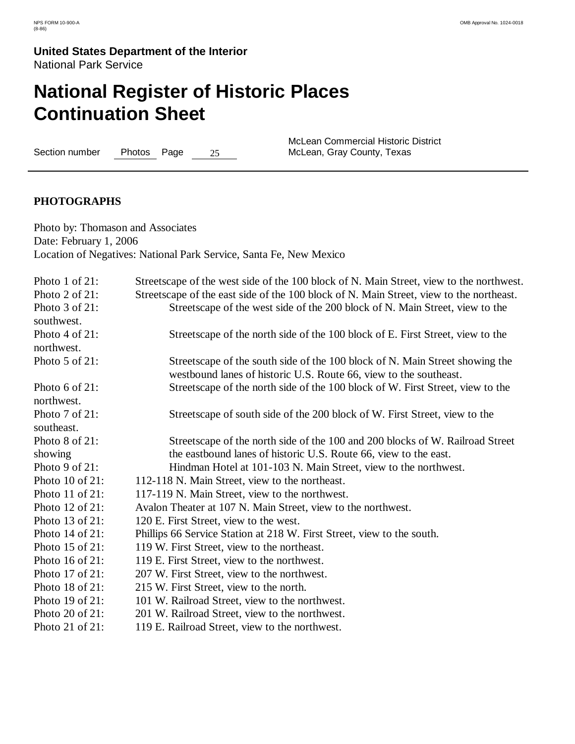**United States Department of the Interior**
National Park Service

# National Register of Historic Places Continuation Sheet

Section number Photos Page 25

McLean Commercial Historic District
McLean, Gray County, Texas

## PHOTOGRAPHS

Photo by: Thomason and Associates
Date: February 1, 2006
Location of Negatives: National Park Service, Santa Fe, New Mexico

Photo 1 of 21: Streetscape of the west side of the 100 block of N. Main Street, view to the northwest.
Photo 2 of 21: Streetscape of the east side of the 100 block of N. Main Street, view to the northeast.
Photo 3 of 21: Streetscape of the west side of the 200 block of N. Main Street, view to the southwest.
Photo 4 of 21: Streetscape of the north side of the 100 block of E. First Street, view to the northwest.
Photo 5 of 21: Streetscape of the south side of the 100 block of N. Main Street showing the westbound lanes of historic U.S. Route 66, view to the southeast.
Photo 6 of 21: Streetscape of the north side of the 100 block of W. First Street, view to the northwest.
Photo 7 of 21: Streetscape of south side of the 200 block of W. First Street, view to the southeast.
Photo 8 of 21: Streetscape of the north side of the 100 and 200 blocks of W. Railroad Street showing the eastbound lanes of historic U.S. Route 66, view to the east.
Photo 9 of 21: Hindman Hotel at 101-103 N. Main Street, view to the northwest.
Photo 10 of 21: 112-118 N. Main Street, view to the northeast.
Photo 11 of 21: 117-119 N. Main Street, view to the northwest.
Photo 12 of 21: Avalon Theater at 107 N. Main Street, view to the northwest.
Photo 13 of 21: 120 E. First Street, view to the west.
Photo 14 of 21: Phillips 66 Service Station at 218 W. First Street, view to the south.
Photo 15 of 21: 119 W. First Street, view to the northeast.
Photo 16 of 21: 119 E. First Street, view to the northwest.
Photo 17 of 21: 207 W. First Street, view to the northwest.
Photo 18 of 21: 215 W. First Street, view to the north.
Photo 19 of 21: 101 W. Railroad Street, view to the northwest.
Photo 20 of 21: 201 W. Railroad Street, view to the northwest.
Photo 21 of 21: 119 E. Railroad Street, view to the northwest.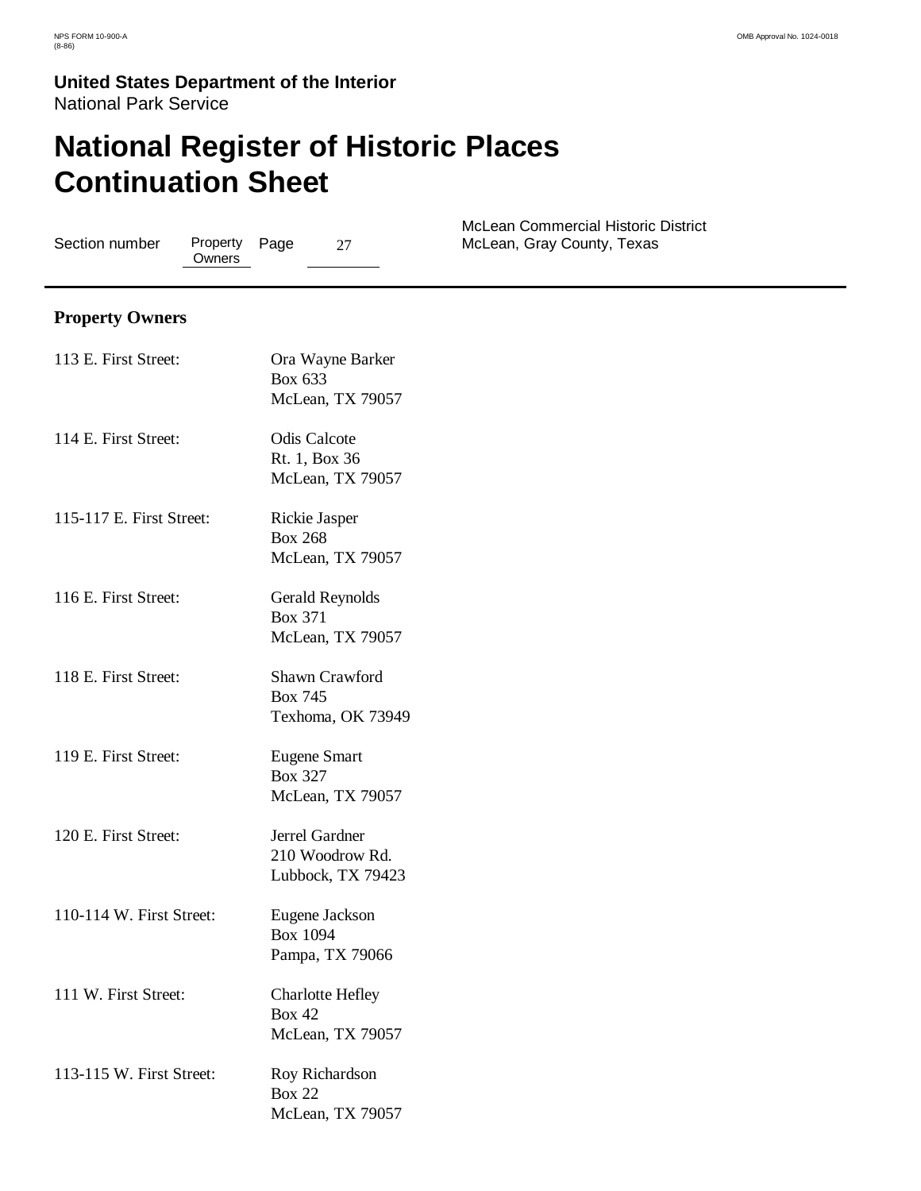## Property Owners

| | |
|---|---|
| 113 E. First Street: | Ora Wayne Barker<br>Box 633<br>McLean, TX 79057 |
| 114 E. First Street: | Odis Calcote<br>Rt. 1, Box 36<br>McLean, TX 79057 |
| 115-117 E. First Street: | Rickie Jasper<br>Box 268<br>McLean, TX 79057 |
| 116 E. First Street: | Gerald Reynolds<br>Box 371<br>McLean, TX 79057 |
| 118 E. First Street: | Shawn Crawford<br>Box 745<br>Texhoma, OK 73949 |
| 119 E. First Street: | Eugene Smart<br>Box 327<br>McLean, TX 79057 |
| 120 E. First Street: | Jerrel Gardner<br>210 Woodrow Rd.<br>Lubbock, TX 79423 |
| 110-114 W. First Street: | Eugene Jackson<br>Box 1094<br>Pampa, TX 79066 |
| 111 W. First Street: | Charlotte Hefley<br>Box 42<br>McLean, TX 79057 |
| 113-115 W. First Street: | Roy Richardson<br>Box 22<br>McLean, TX 79057 |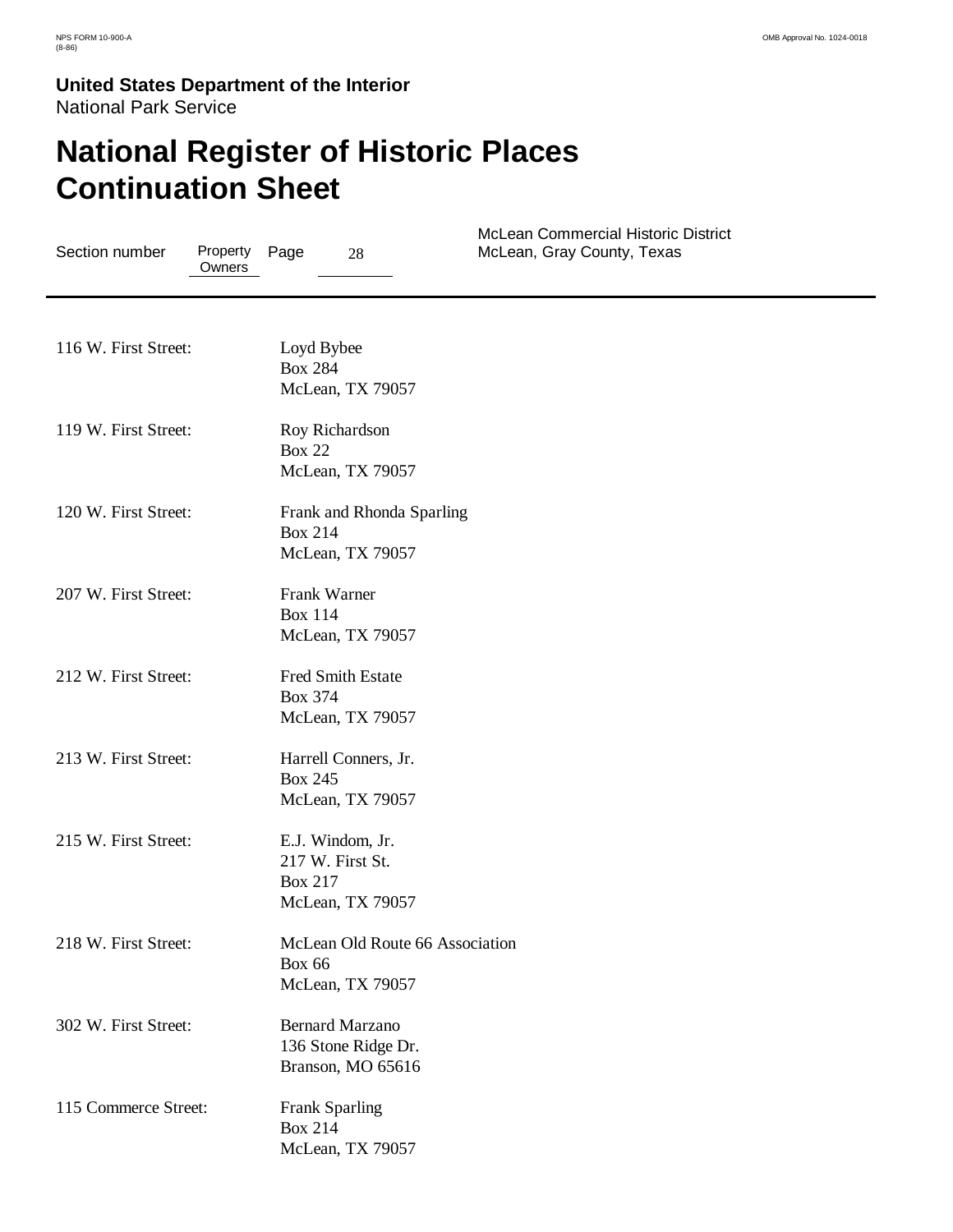116 W. First Street: Loyd Bybee
Box 284
McLean, TX 79057

119 W. First Street: Roy Richardson
Box 22
McLean, TX 79057

120 W. First Street: Frank and Rhonda Sparling
Box 214
McLean, TX 79057

207 W. First Street: Frank Warner
Box 114
McLean, TX 79057

212 W. First Street: Fred Smith Estate
Box 374
McLean, TX 79057

213 W. First Street: Harrell Conners, Jr.
Box 245
McLean, TX 79057

215 W. First Street: E.J. Windom, Jr.
217 W. First St.
Box 217
McLean, TX 79057

218 W. First Street: McLean Old Route 66 Association
Box 66
McLean, TX 79057

302 W. First Street: Bernard Marzano
136 Stone Ridge Dr.
Branson, MO 65616

115 Commerce Street: Frank Sparling
Box 214
McLean, TX 79057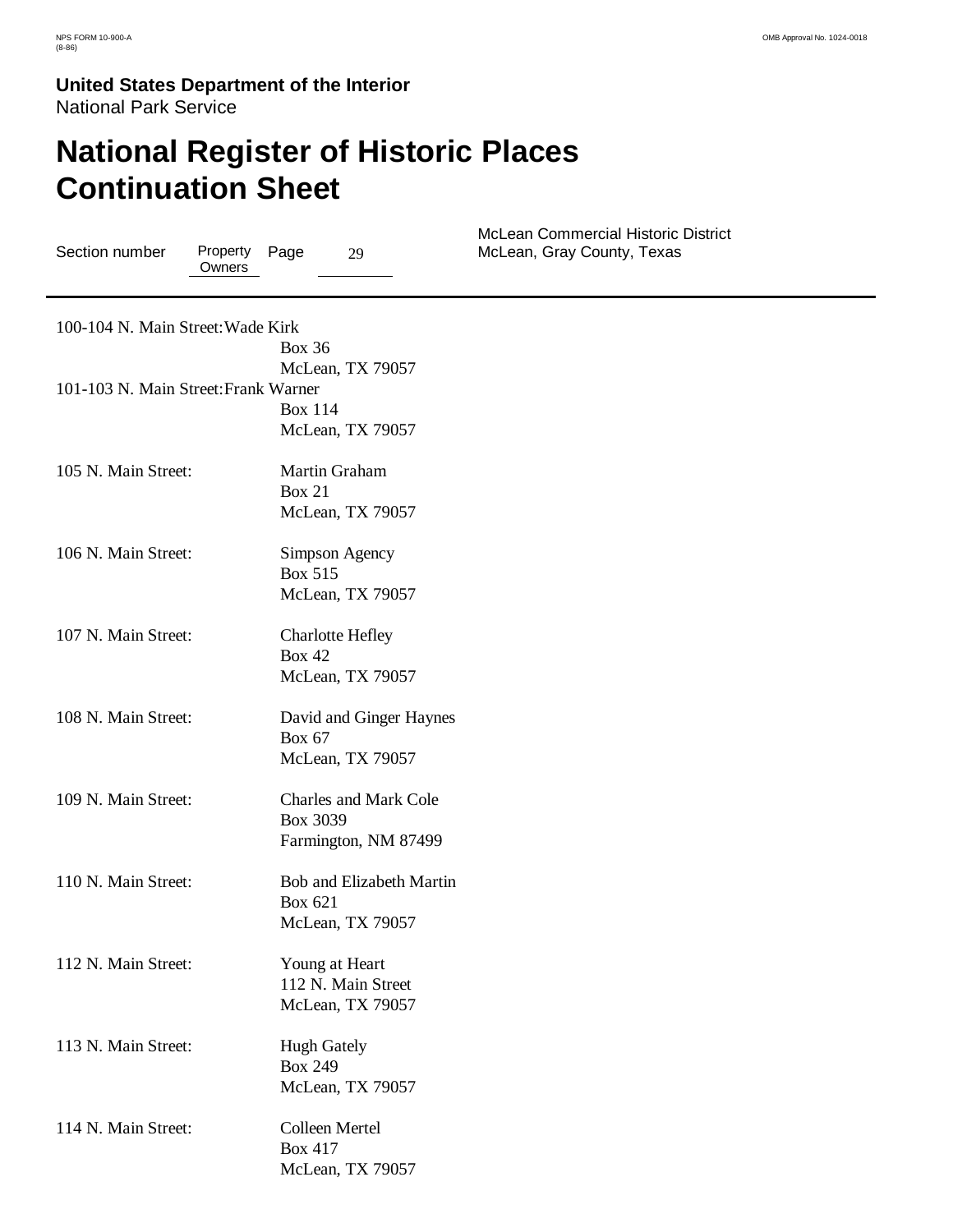NPS FORM 10-900-A (8-86)

OMB Approval No. 1024-0018

**United States Department of the Interior**
National Park Service

# National Register of Historic Places Continuation Sheet

Section number Property Owners Page 29

McLean Commercial Historic District
McLean, Gray County, Texas

---

100-104 N. Main Street: Wade Kirk
Box 36
McLean, TX 79057

101-103 N. Main Street: Frank Warner
Box 114
McLean, TX 79057

105 N. Main Street: Martin Graham
Box 21
McLean, TX 79057

106 N. Main Street: Simpson Agency
Box 515
McLean, TX 79057

107 N. Main Street: Charlotte Hefley
Box 42
McLean, TX 79057

108 N. Main Street: David and Ginger Haynes
Box 67
McLean, TX 79057

109 N. Main Street: Charles and Mark Cole
Box 3039
Farmington, NM 87499

110 N. Main Street: Bob and Elizabeth Martin
Box 621
McLean, TX 79057

112 N. Main Street: Young at Heart
112 N. Main Street
McLean, TX 79057

113 N. Main Street: Hugh Gately
Box 249
McLean, TX 79057

114 N. Main Street: Colleen Mertel
Box 417
McLean, TX 79057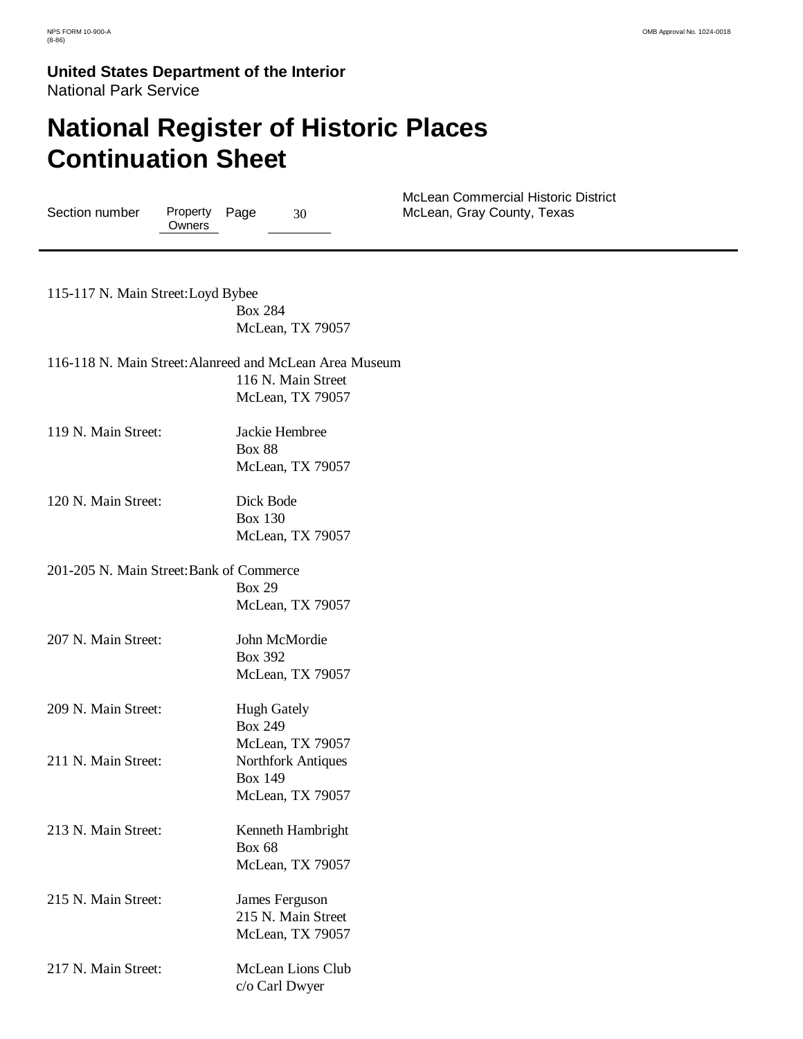115-117 N. Main Street: Loyd Bybee
Box 284
McLean, TX 79057

116-118 N. Main Street: Alanreed and McLean Area Museum
116 N. Main Street
McLean, TX 79057

119 N. Main Street: Jackie Hembree
Box 88
McLean, TX 79057

120 N. Main Street: Dick Bode
Box 130
McLean, TX 79057

201-205 N. Main Street: Bank of Commerce
Box 29
McLean, TX 79057

207 N. Main Street: John McMordie
Box 392
McLean, TX 79057

209 N. Main Street: Hugh Gately
Box 249
McLean, TX 79057

211 N. Main Street: Northfork Antiques
Box 149
McLean, TX 79057

213 N. Main Street: Kenneth Hambright
Box 68
McLean, TX 79057

215 N. Main Street: James Ferguson
215 N. Main Street
McLean, TX 79057

217 N. Main Street: McLean Lions Club
c/o Carl Dwyer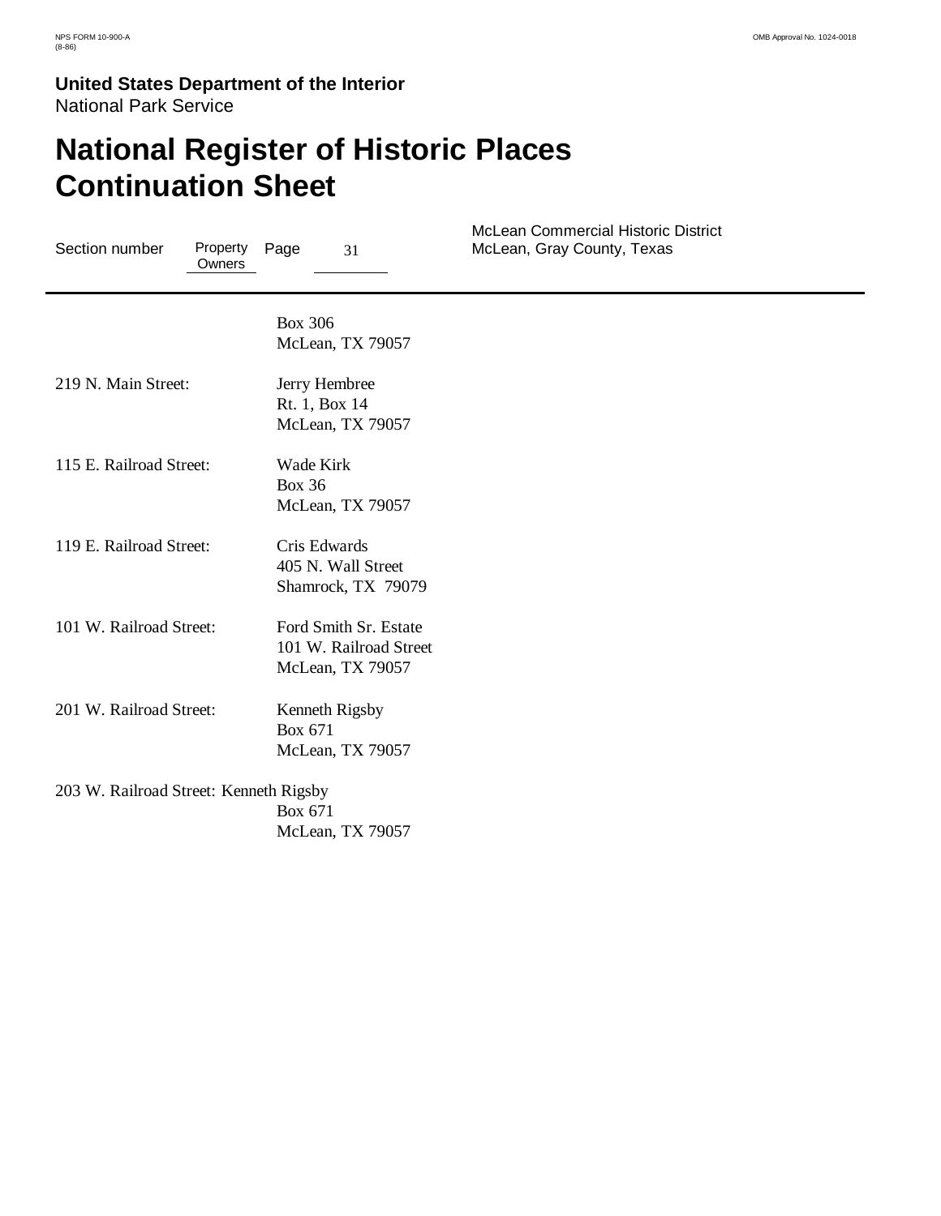NPS FORM 10-900-A
(8-86)

OMB Approval No. 1024-0018

**United States Department of the Interior**
National Park Service

# National Register of Historic Places Continuation Sheet

Section number Property Owners Page 31

McLean Commercial Historic District
McLean, Gray County, Texas

---

Box 306
McLean, TX 79057

219 N. Main Street: Jerry Hembree
Rt. 1, Box 14
McLean, TX 79057

115 E. Railroad Street: Wade Kirk
Box 36
McLean, TX 79057

119 E. Railroad Street: Cris Edwards
405 N. Wall Street
Shamrock, TX 79079

101 W. Railroad Street: Ford Smith Sr. Estate
101 W. Railroad Street
McLean, TX 79057

201 W. Railroad Street: Kenneth Rigsby
Box 671
McLean, TX 79057

203 W. Railroad Street: Kenneth Rigsby
Box 671
McLean, TX 79057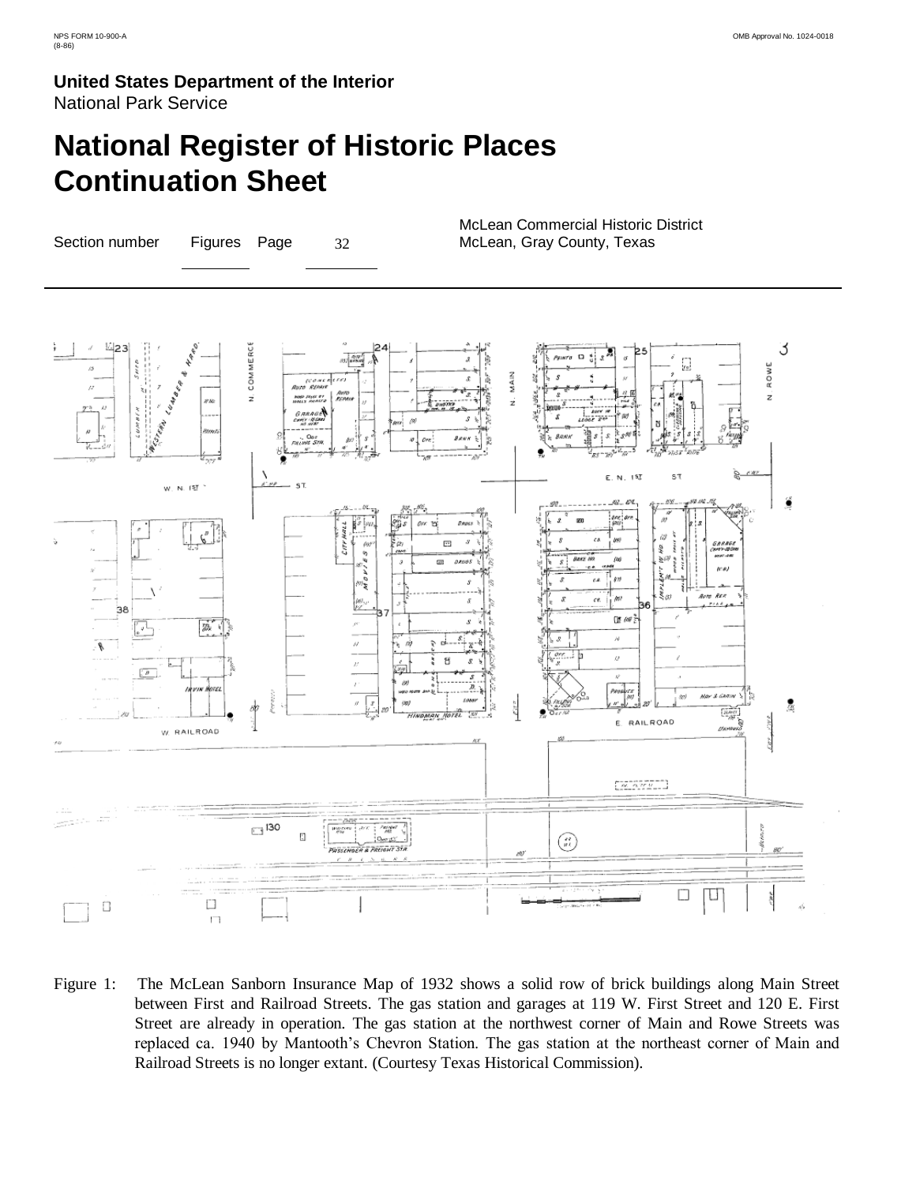**United States Department of the Interior**
National Park Service

# National Register of Historic Places Continuation Sheet

Section number Figures Page 32

McLean Commercial Historic District
McLean, Gray County, Texas

Figure 1: The McLean Sanborn Insurance Map of 1932 shows a solid row of brick buildings along Main Street between First and Railroad Streets. The gas station and garages at 119 W. First Street and 120 E. First Street are already in operation. The gas station at the northwest corner of Main and Rowe Streets was replaced ca. 1940 by Mantooth's Chevron Station. The gas station at the northeast corner of Main and Railroad Streets is no longer extant. (Courtesy Texas Historical Commission).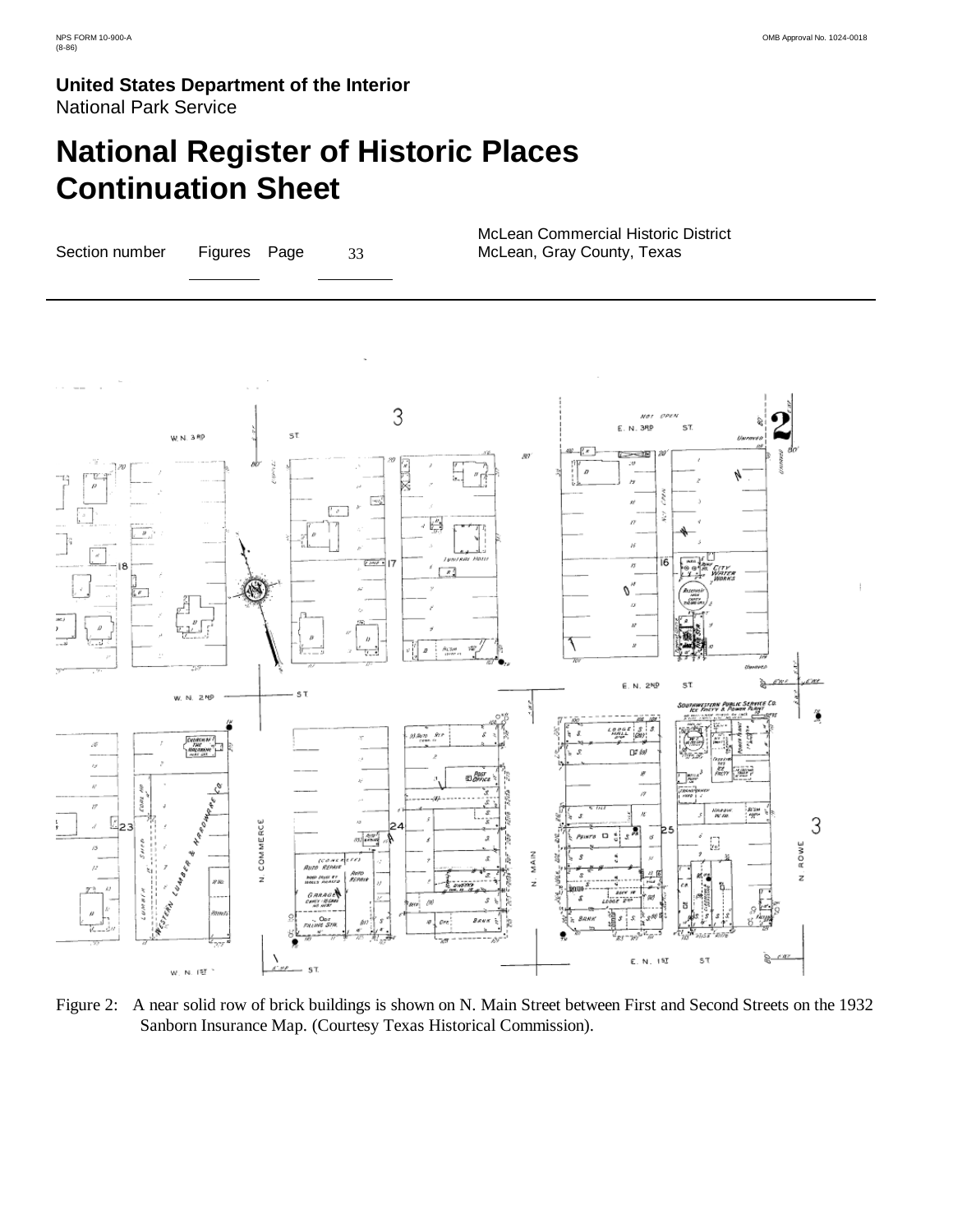United States Department of the Interior
National Park Service

# National Register of Historic Places Continuation Sheet

Section number Figures Page 33

McLean Commercial Historic District
McLean, Gray County, Texas

Figure 2: A near solid row of brick buildings is shown on N. Main Street between First and Second Streets on the 1932 Sanborn Insurance Map. (Courtesy Texas Historical Commission).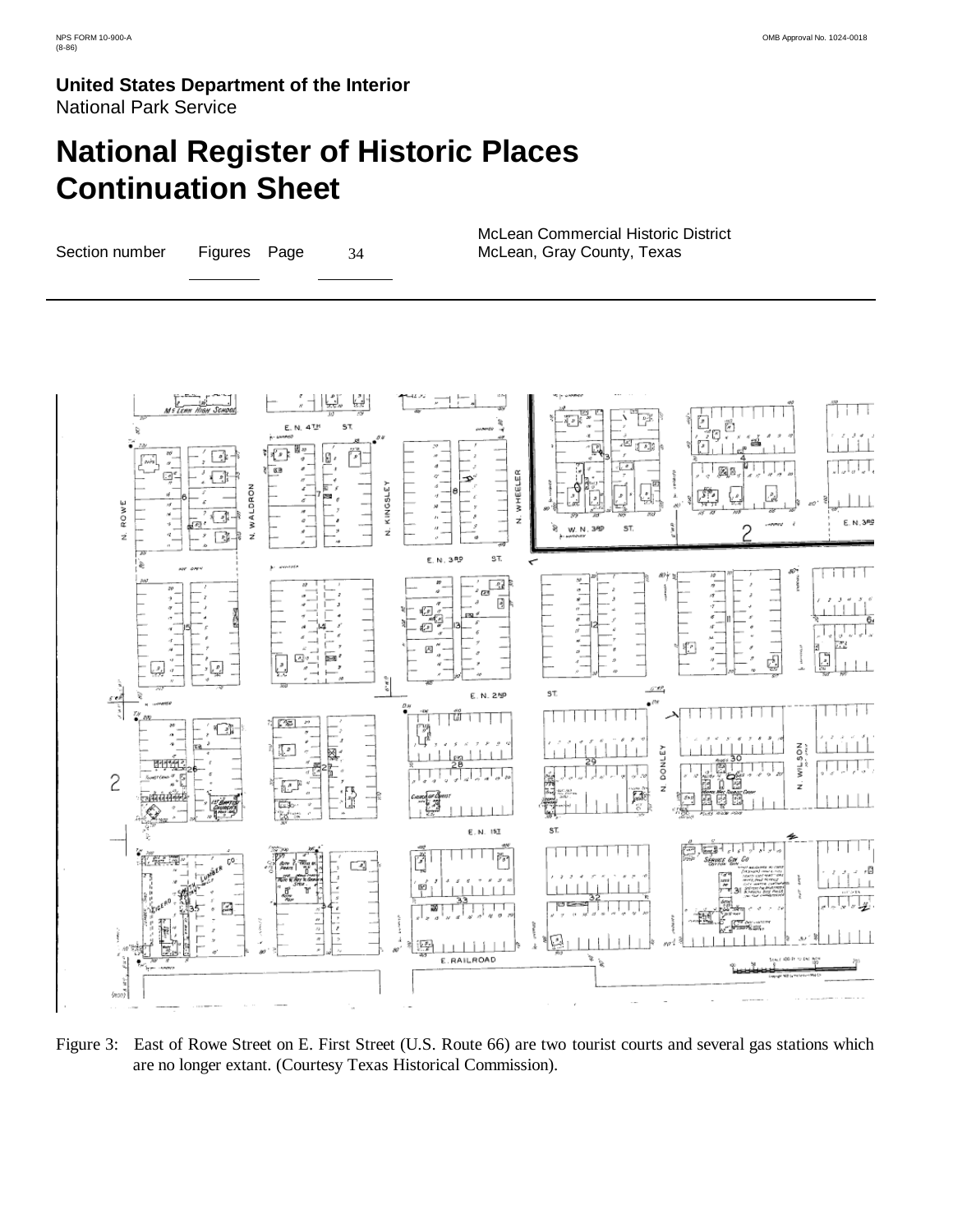**United States Department of the Interior**
National Park Service

# National Register of Historic Places Continuation Sheet

Section number Figures Page 34

McLean Commercial Historic District
McLean, Gray County, Texas

Figure 3: East of Rowe Street on E. First Street (U.S. Route 66) are two tourist courts and several gas stations which are no longer extant. (Courtesy Texas Historical Commission).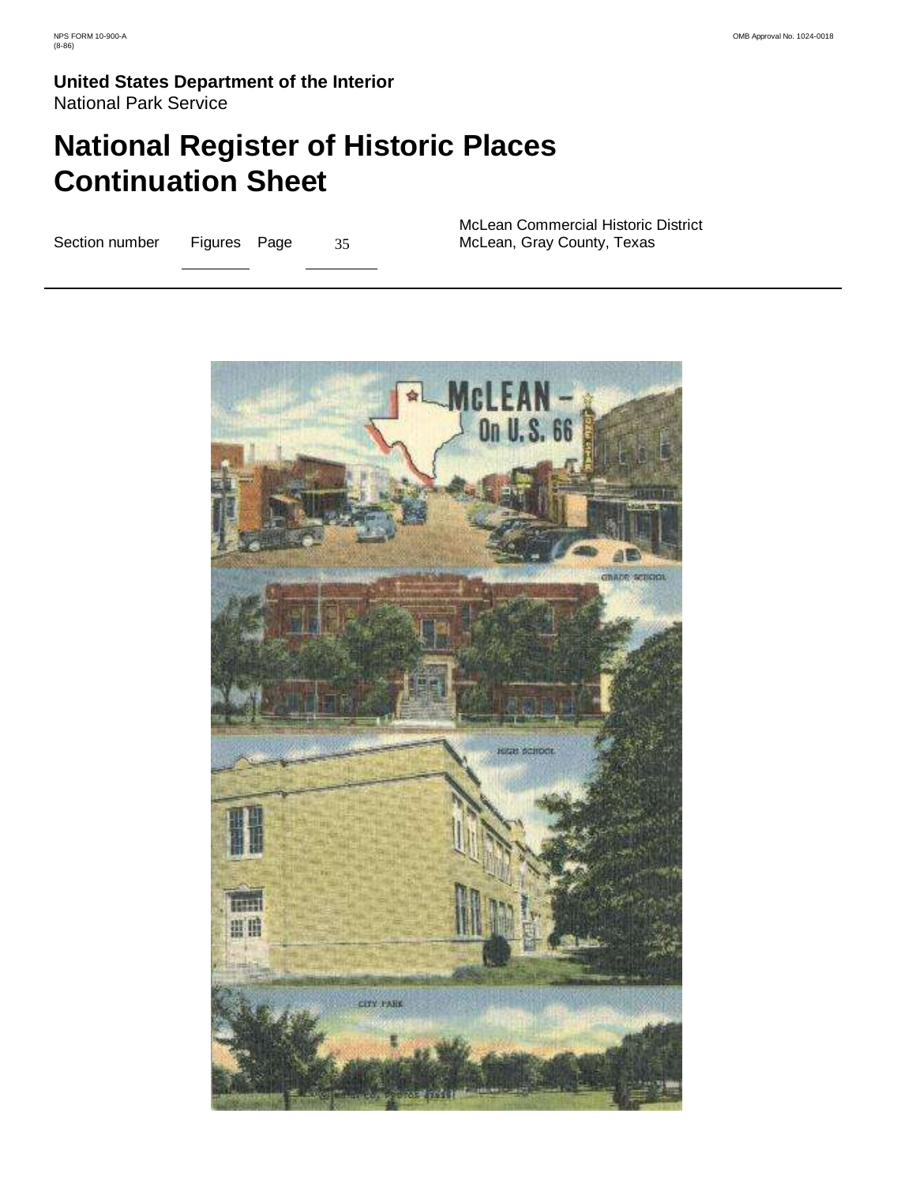# United States Department of the Interior
National Park Service

# National Register of Historic Places Continuation Sheet

Section number Figures Page 35

McLean Commercial Historic District
McLean, Gray County, Texas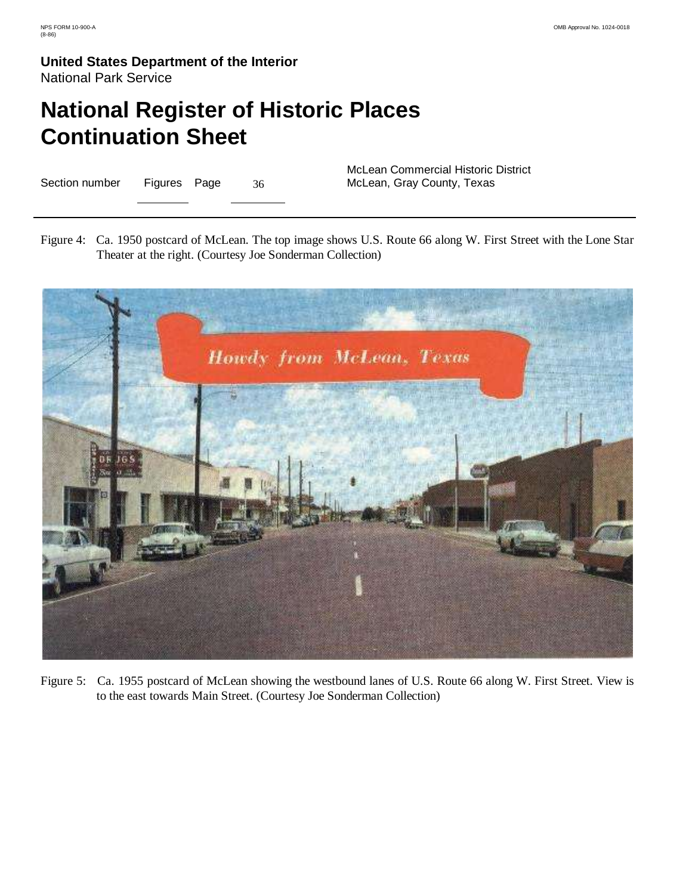Figure 4: Ca. 1950 postcard of McLean. The top image shows U.S. Route 66 along W. First Street with the Lone Star Theater at the right. (Courtesy Joe Sonderman Collection)

Figure 5: Ca. 1955 postcard of McLean showing the westbound lanes of U.S. Route 66 along W. First Street. View is to the east towards Main Street. (Courtesy Joe Sonderman Collection)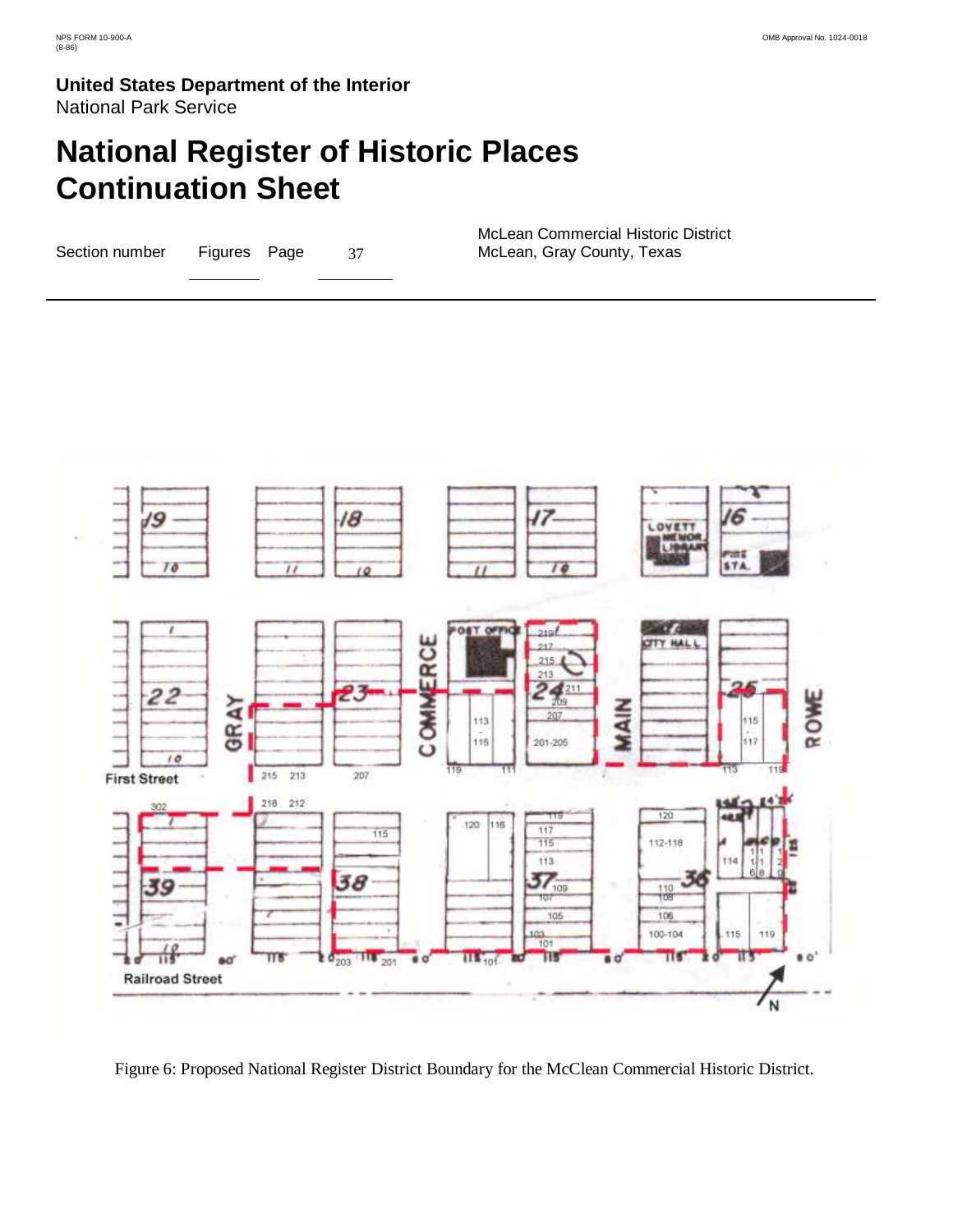NPS FORM 10-900-A
(8-86)

OMB Approval No. 1024-0018

**United States Department of the Interior**
National Park Service

# National Register of Historic Places Continuation Sheet

Section number Figures Page 37

McLean Commercial Historic District
McLean, Gray County, Texas

---

Figure 6: Proposed National Register District Boundary for the McClean Commercial Historic District.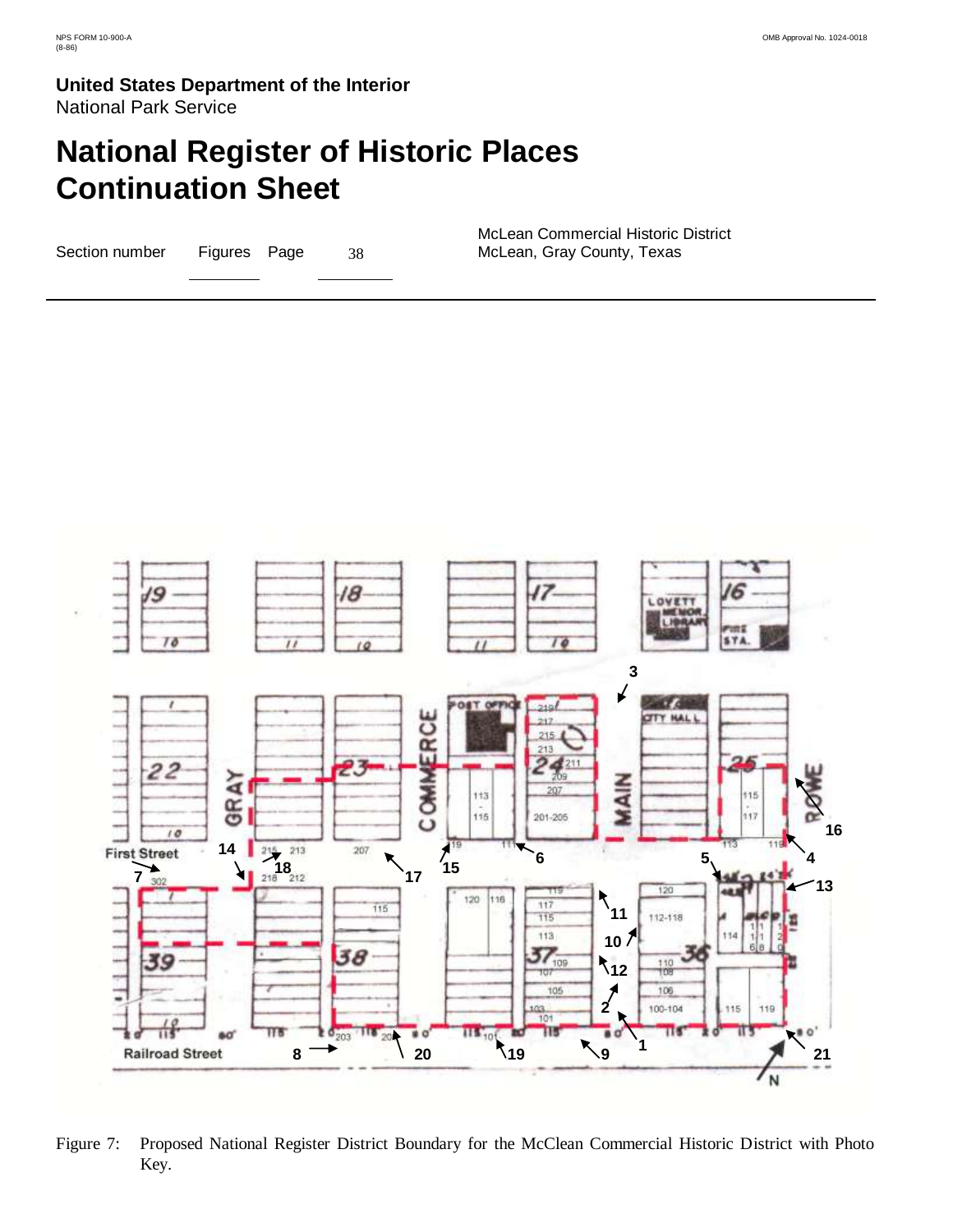**United States Department of the Interior**
National Park Service

# National Register of Historic Places Continuation Sheet

Section number Figures Page 38

McLean Commercial Historic District
McLean, Gray County, Texas

19 18 17 16 LOVETT MEMOR LIBRARY FIRE STA.
10 11 10 11 10
3
POST OFFICE 219 217 215 213 CITY HALL
22 GRAY 23 COMMERCE 24 211 209 207 MAIN 25 ROWE
10 113 115 201-205 115 117
First Street 14 215 213 207 19 111 113 119 16
7 302 18 218 212 17 15 6 5 4 13
119 117 115 120 116 115 113 11 10 120 112-118 114
39 38 37 109 107 105 103 101 12 2 36 110 108 106 100-104 115 119
Railroad Street 8 203 20 19 101 9 1 21 N

Figure 7: Proposed National Register District Boundary for the McClean Commercial Historic District with Photo Key.